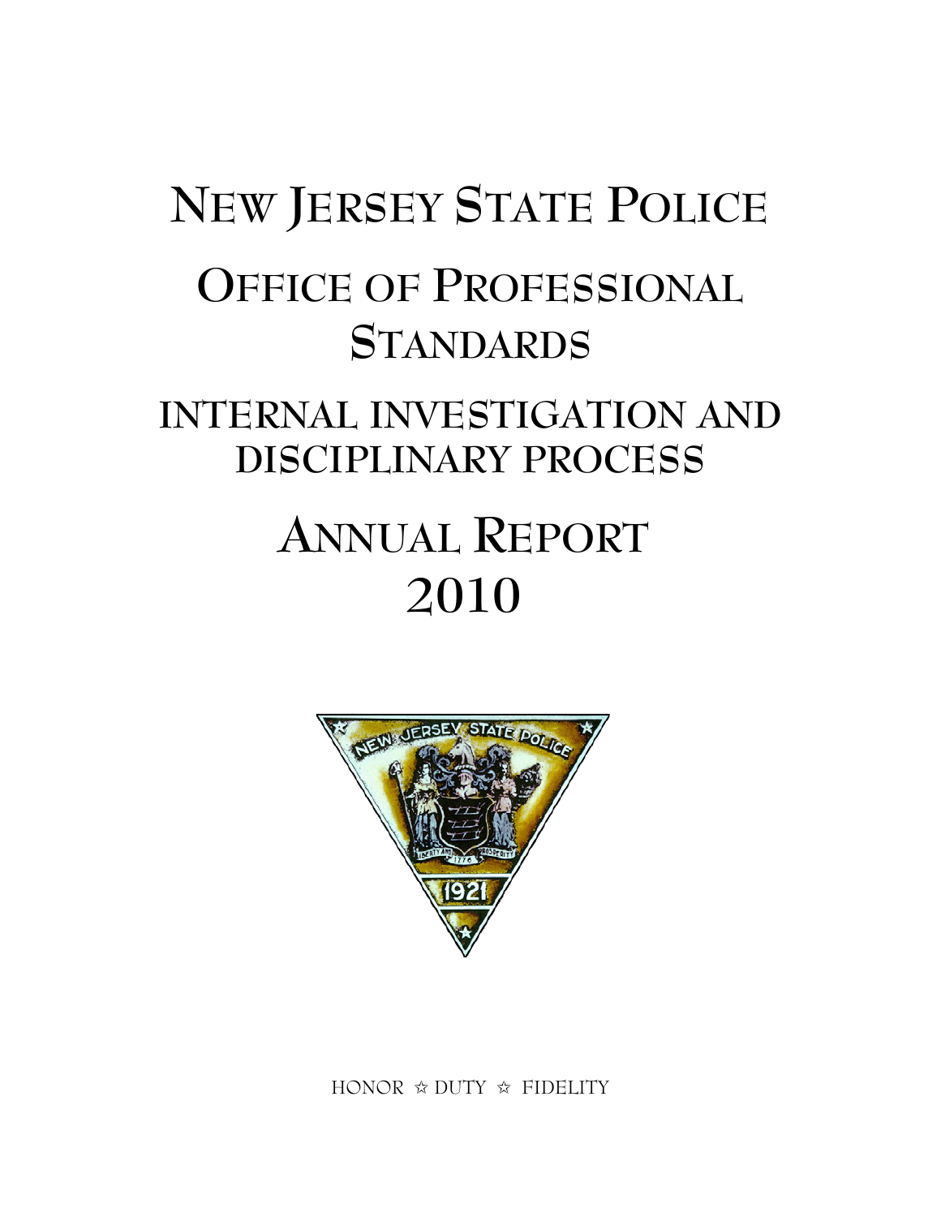# NEW JERSEY STATE POLICE

## OFFICE OF PROFESSIONAL STANDARDS

## INTERNAL INVESTIGATION AND DISCIPLINARY PROCESS

# ANNUAL REPORT 2010

HONOR ☆ DUTY ☆ FIDELITY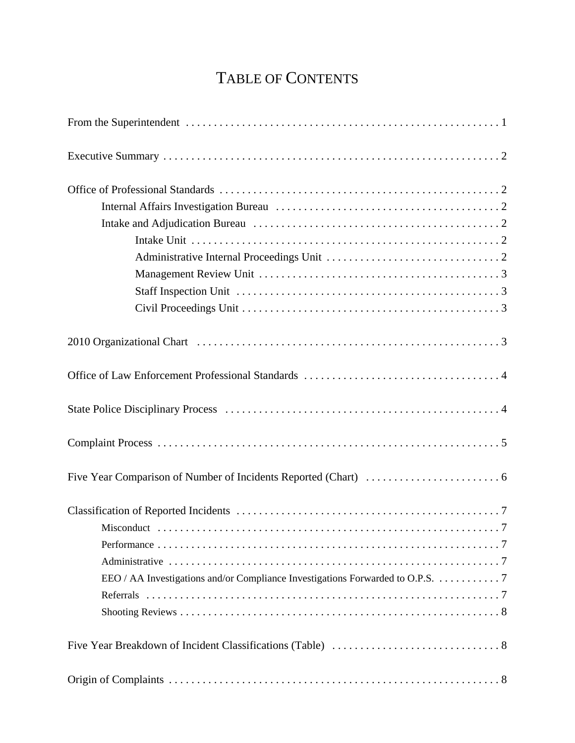# TABLE OF CONTENTS

From the Superintendent . . . . . . . . . . . . . . . . . . . . . . . . . . . . . . . . . . . . . . . . . . . . . . . . . . . . . . . 1

Executive Summary . . . . . . . . . . . . . . . . . . . . . . . . . . . . . . . . . . . . . . . . . . . . . . . . . . . . . . . . . . 2

Office of Professional Standards . . . . . . . . . . . . . . . . . . . . . . . . . . . . . . . . . . . . . . . . . . . . . . . . 2
- Internal Affairs Investigation Bureau . . . . . . . . . . . . . . . . . . . . . . . . . . . . . . . . . . . . . . . 2
- Intake and Adjudication Bureau . . . . . . . . . . . . . . . . . . . . . . . . . . . . . . . . . . . . . . . . . . . 2
  - Intake Unit . . . . . . . . . . . . . . . . . . . . . . . . . . . . . . . . . . . . . . . . . . . . . . . . . . . . . 2
  - Administrative Internal Proceedings Unit . . . . . . . . . . . . . . . . . . . . . . . . . . . . . . 2
  - Management Review Unit . . . . . . . . . . . . . . . . . . . . . . . . . . . . . . . . . . . . . . . . . . 3
  - Staff Inspection Unit . . . . . . . . . . . . . . . . . . . . . . . . . . . . . . . . . . . . . . . . . . . . . . . 3
  - Civil Proceedings Unit . . . . . . . . . . . . . . . . . . . . . . . . . . . . . . . . . . . . . . . . . . . . . 3

2010 Organizational Chart . . . . . . . . . . . . . . . . . . . . . . . . . . . . . . . . . . . . . . . . . . . . . . . . . . . . 3

Office of Law Enforcement Professional Standards . . . . . . . . . . . . . . . . . . . . . . . . . . . . . . . . . . 4

State Police Disciplinary Process . . . . . . . . . . . . . . . . . . . . . . . . . . . . . . . . . . . . . . . . . . . . . . . . 4

Complaint Process . . . . . . . . . . . . . . . . . . . . . . . . . . . . . . . . . . . . . . . . . . . . . . . . . . . . . . . . . . . 5

Five Year Comparison of Number of Incidents Reported (Chart) . . . . . . . . . . . . . . . . . . . . . . . . 6

Classification of Reported Incidents . . . . . . . . . . . . . . . . . . . . . . . . . . . . . . . . . . . . . . . . . . . . . . 7
- Misconduct . . . . . . . . . . . . . . . . . . . . . . . . . . . . . . . . . . . . . . . . . . . . . . . . . . . . . . . . . . . . 7
- Performance . . . . . . . . . . . . . . . . . . . . . . . . . . . . . . . . . . . . . . . . . . . . . . . . . . . . . . . . . . . 7
- Administrative . . . . . . . . . . . . . . . . . . . . . . . . . . . . . . . . . . . . . . . . . . . . . . . . . . . . . . . . . 7
- EEO / AA Investigations and/or Compliance Investigations Forwarded to O.P.S. . . . . . . . . . . 7
- Referrals . . . . . . . . . . . . . . . . . . . . . . . . . . . . . . . . . . . . . . . . . . . . . . . . . . . . . . . . . . . . . . 7
- Shooting Reviews . . . . . . . . . . . . . . . . . . . . . . . . . . . . . . . . . . . . . . . . . . . . . . . . . . . . . . . 8

Five Year Breakdown of Incident Classifications (Table) . . . . . . . . . . . . . . . . . . . . . . . . . . . . . . 8

Origin of Complaints . . . . . . . . . . . . . . . . . . . . . . . . . . . . . . . . . . . . . . . . . . . . . . . . . . . . . . . . . . 8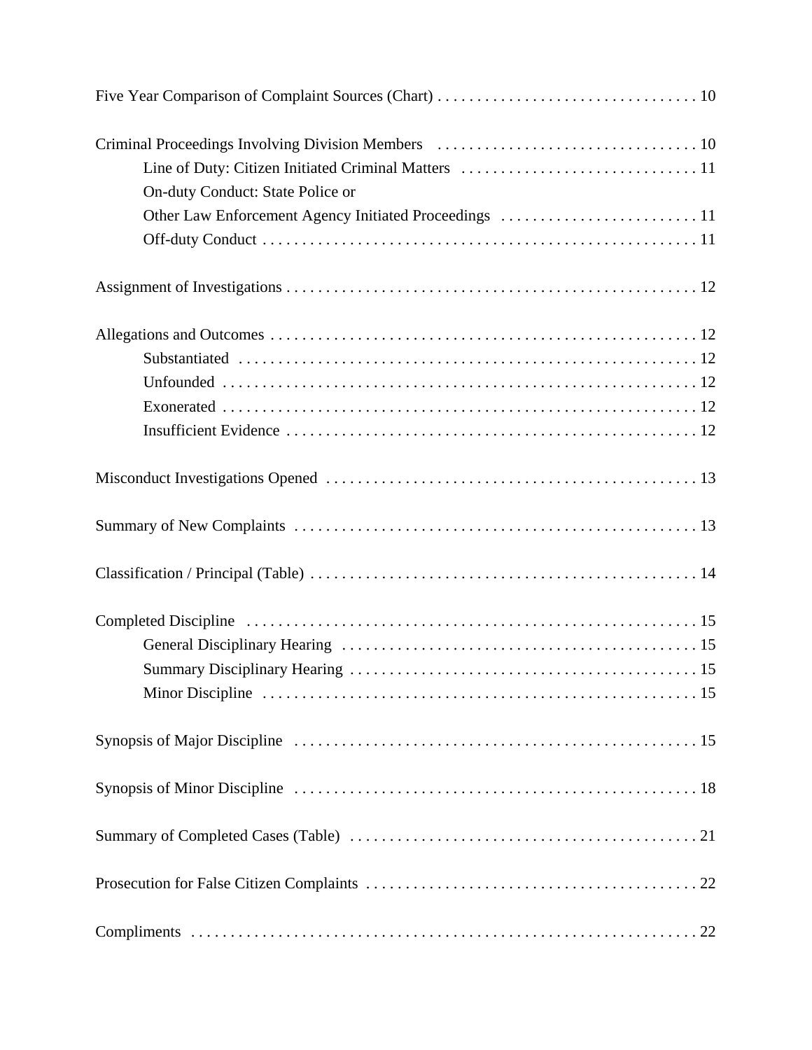Five Year Comparison of Complaint Sources (Chart) . . . . . . . . . . . . . . . . . . . . . . . . . . . . . . . . 10

Criminal Proceedings Involving Division Members . . . . . . . . . . . . . . . . . . . . . . . . . . . . . . . . 10

- Line of Duty: Citizen Initiated Criminal Matters . . . . . . . . . . . . . . . . . . . . . . . . . . . . . . 11
- On-duty Conduct: State Police or Other Law Enforcement Agency Initiated Proceedings . . . . . . . . . . . . . . . . . . . . . . . . . 11
- Off-duty Conduct . . . . . . . . . . . . . . . . . . . . . . . . . . . . . . . . . . . . . . . . . . . . . . . . . . . . 11

Assignment of Investigations . . . . . . . . . . . . . . . . . . . . . . . . . . . . . . . . . . . . . . . . . . . . . . . . . . . . 12

Allegations and Outcomes . . . . . . . . . . . . . . . . . . . . . . . . . . . . . . . . . . . . . . . . . . . . . . . . . . . . . . 12

- Substantiated . . . . . . . . . . . . . . . . . . . . . . . . . . . . . . . . . . . . . . . . . . . . . . . . . . . . . . . . . . 12
- Unfounded . . . . . . . . . . . . . . . . . . . . . . . . . . . . . . . . . . . . . . . . . . . . . . . . . . . . . . . . . . . . 12
- Exonerated . . . . . . . . . . . . . . . . . . . . . . . . . . . . . . . . . . . . . . . . . . . . . . . . . . . . . . . . . . . . 12
- Insufficient Evidence . . . . . . . . . . . . . . . . . . . . . . . . . . . . . . . . . . . . . . . . . . . . . . . . . . . . 12

Misconduct Investigations Opened . . . . . . . . . . . . . . . . . . . . . . . . . . . . . . . . . . . . . . . . . . . . . . . 13

Summary of New Complaints . . . . . . . . . . . . . . . . . . . . . . . . . . . . . . . . . . . . . . . . . . . . . . . . . . . 13

Classification / Principal (Table) . . . . . . . . . . . . . . . . . . . . . . . . . . . . . . . . . . . . . . . . . . . . . . . . . 14

Completed Discipline . . . . . . . . . . . . . . . . . . . . . . . . . . . . . . . . . . . . . . . . . . . . . . . . . . . . . . . . . 15

- General Disciplinary Hearing . . . . . . . . . . . . . . . . . . . . . . . . . . . . . . . . . . . . . . . . . . . . . 15
- Summary Disciplinary Hearing . . . . . . . . . . . . . . . . . . . . . . . . . . . . . . . . . . . . . . . . . . . . 15
- Minor Discipline . . . . . . . . . . . . . . . . . . . . . . . . . . . . . . . . . . . . . . . . . . . . . . . . . . . . . . . 15

Synopsis of Major Discipline . . . . . . . . . . . . . . . . . . . . . . . . . . . . . . . . . . . . . . . . . . . . . . . . . . . 15

Synopsis of Minor Discipline . . . . . . . . . . . . . . . . . . . . . . . . . . . . . . . . . . . . . . . . . . . . . . . . . . . 18

Summary of Completed Cases (Table) . . . . . . . . . . . . . . . . . . . . . . . . . . . . . . . . . . . . . . . . . . . . 21

Prosecution for False Citizen Complaints . . . . . . . . . . . . . . . . . . . . . . . . . . . . . . . . . . . . . . . . . . 22

Compliments . . . . . . . . . . . . . . . . . . . . . . . . . . . . . . . . . . . . . . . . . . . . . . . . . . . . . . . . . . . . . . . 22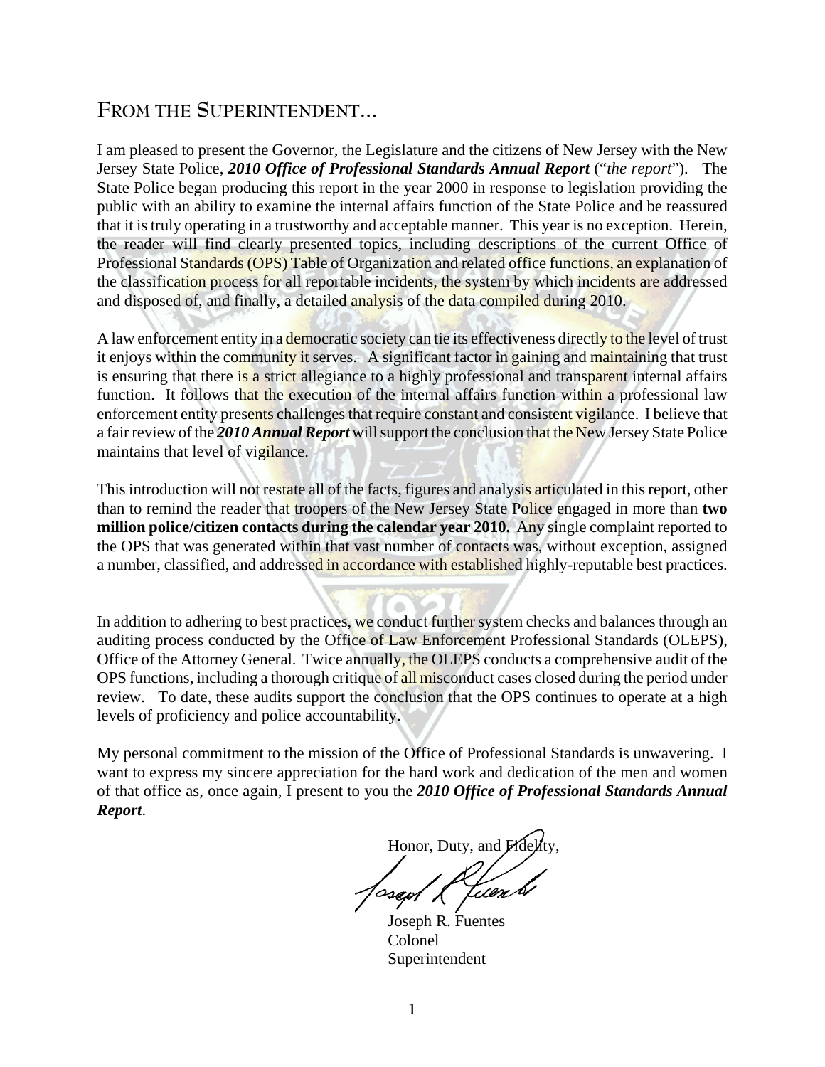## FROM THE SUPERINTENDENT...

I am pleased to present the Governor, the Legislature and the citizens of New Jersey with the New Jersey State Police, ***2010 Office of Professional Standards Annual Report*** ("*the report*"). The State Police began producing this report in the year 2000 in response to legislation providing the public with an ability to examine the internal affairs function of the State Police and be reassured that it is truly operating in a trustworthy and acceptable manner. This year is no exception. Herein, the reader will find clearly presented topics, including descriptions of the current Office of Professional Standards (OPS) Table of Organization and related office functions, an explanation of the classification process for all reportable incidents, the system by which incidents are addressed and disposed of, and finally, a detailed analysis of the data compiled during 2010.

A law enforcement entity in a democratic society can tie its effectiveness directly to the level of trust it enjoys within the community it serves. A significant factor in gaining and maintaining that trust is ensuring that there is a strict allegiance to a highly professional and transparent internal affairs function. It follows that the execution of the internal affairs function within a professional law enforcement entity presents challenges that require constant and consistent vigilance. I believe that a fair review of the ***2010 Annual Report*** will support the conclusion that the New Jersey State Police maintains that level of vigilance.

This introduction will not restate all of the facts, figures and analysis articulated in this report, other than to remind the reader that troopers of the New Jersey State Police engaged in more than **two million police/citizen contacts during the calendar year 2010.** Any single complaint reported to the OPS that was generated within that vast number of contacts was, without exception, assigned a number, classified, and addressed in accordance with established highly-reputable best practices.

In addition to adhering to best practices, we conduct further system checks and balances through an auditing process conducted by the Office of Law Enforcement Professional Standards (OLEPS), Office of the Attorney General. Twice annually, the OLEPS conducts a comprehensive audit of the OPS functions, including a thorough critique of all misconduct cases closed during the period under review. To date, these audits support the conclusion that the OPS continues to operate at a high levels of proficiency and police accountability.

My personal commitment to the mission of the Office of Professional Standards is unwavering. I want to express my sincere appreciation for the hard work and dedication of the men and women of that office as, once again, I present to you the ***2010 Office of Professional Standards Annual Report***.

Honor, Duty, and Fidelity,

Joseph R. Fuentes
Colonel
Superintendent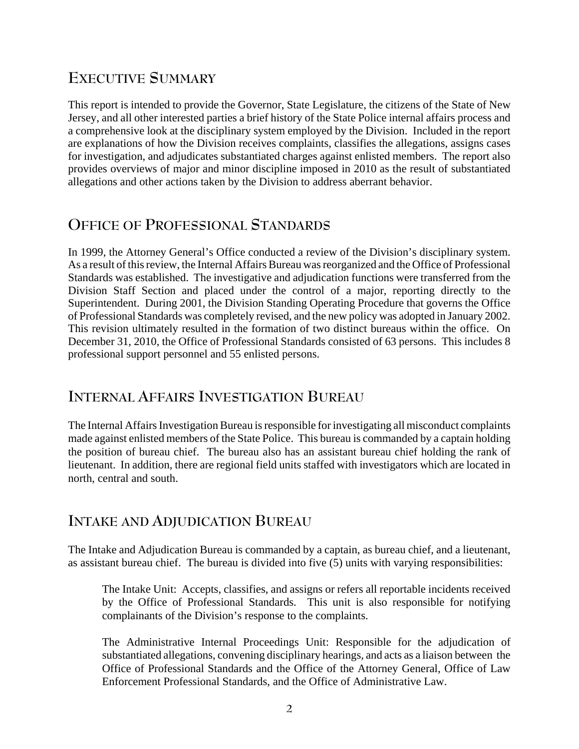## Executive Summary

This report is intended to provide the Governor, State Legislature, the citizens of the State of New Jersey, and all other interested parties a brief history of the State Police internal affairs process and a comprehensive look at the disciplinary system employed by the Division. Included in the report are explanations of how the Division receives complaints, classifies the allegations, assigns cases for investigation, and adjudicates substantiated charges against enlisted members. The report also provides overviews of major and minor discipline imposed in 2010 as the result of substantiated allegations and other actions taken by the Division to address aberrant behavior.

## Office of Professional Standards

In 1999, the Attorney General's Office conducted a review of the Division's disciplinary system. As a result of this review, the Internal Affairs Bureau was reorganized and the Office of Professional Standards was established. The investigative and adjudication functions were transferred from the Division Staff Section and placed under the control of a major, reporting directly to the Superintendent. During 2001, the Division Standing Operating Procedure that governs the Office of Professional Standards was completely revised, and the new policy was adopted in January 2002. This revision ultimately resulted in the formation of two distinct bureaus within the office. On December 31, 2010, the Office of Professional Standards consisted of 63 persons. This includes 8 professional support personnel and 55 enlisted persons.

## Internal Affairs Investigation Bureau

The Internal Affairs Investigation Bureau is responsible for investigating all misconduct complaints made against enlisted members of the State Police. This bureau is commanded by a captain holding the position of bureau chief. The bureau also has an assistant bureau chief holding the rank of lieutenant. In addition, there are regional field units staffed with investigators which are located in north, central and south.

## Intake and Adjudication Bureau

The Intake and Adjudication Bureau is commanded by a captain, as bureau chief, and a lieutenant, as assistant bureau chief. The bureau is divided into five (5) units with varying responsibilities:

> The Intake Unit: Accepts, classifies, and assigns or refers all reportable incidents received by the Office of Professional Standards. This unit is also responsible for notifying complainants of the Division's response to the complaints.
>
> The Administrative Internal Proceedings Unit: Responsible for the adjudication of substantiated allegations, convening disciplinary hearings, and acts as a liaison between the Office of Professional Standards and the Office of the Attorney General, Office of Law Enforcement Professional Standards, and the Office of Administrative Law.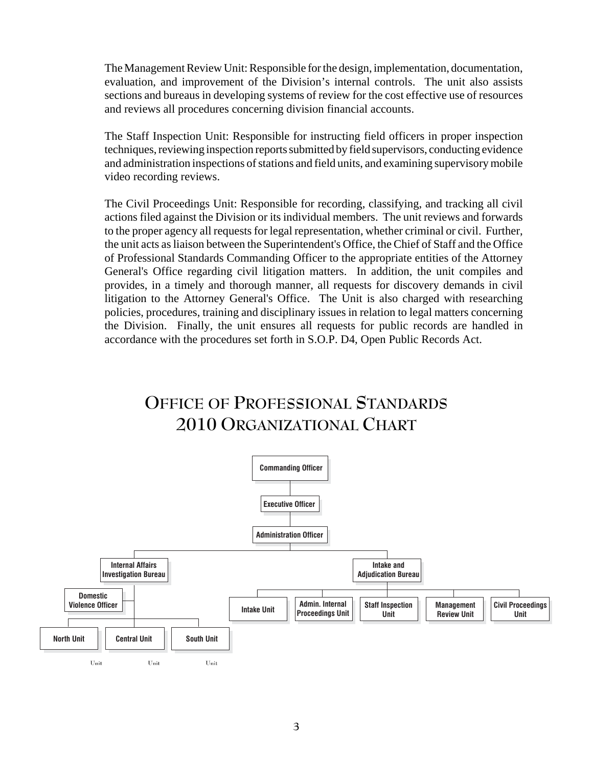The Management Review Unit: Responsible for the design, implementation, documentation, evaluation, and improvement of the Division's internal controls. The unit also assists sections and bureaus in developing systems of review for the cost effective use of resources and reviews all procedures concerning division financial accounts.

The Staff Inspection Unit: Responsible for instructing field officers in proper inspection techniques, reviewing inspection reports submitted by field supervisors, conducting evidence and administration inspections of stations and field units, and examining supervisory mobile video recording reviews.

The Civil Proceedings Unit: Responsible for recording, classifying, and tracking all civil actions filed against the Division or its individual members. The unit reviews and forwards to the proper agency all requests for legal representation, whether criminal or civil. Further, the unit acts as liaison between the Superintendent's Office, the Chief of Staff and the Office of Professional Standards Commanding Officer to the appropriate entities of the Attorney General's Office regarding civil litigation matters. In addition, the unit compiles and provides, in a timely and thorough manner, all requests for discovery demands in civil litigation to the Attorney General's Office. The Unit is also charged with researching policies, procedures, training and disciplinary issues in relation to legal matters concerning the Division. Finally, the unit ensures all requests for public records are handled in accordance with the procedures set forth in S.O.P. D4, Open Public Records Act.

# Office of Professional Standards 2010 Organizational Chart

- Commanding Officer
  - Executive Officer
    - Administration Officer
      - Internal Affairs Investigation Bureau
        - Domestic Violence Officer
        - North Unit
        - Central Unit
        - South Unit
      - Intake and Adjudication Bureau
        - Intake Unit
        - Admin. Internal Proceedings Unit
        - Staff Inspection Unit
        - Management Review Unit
        - Civil Proceedings Unit

Unit Unit Unit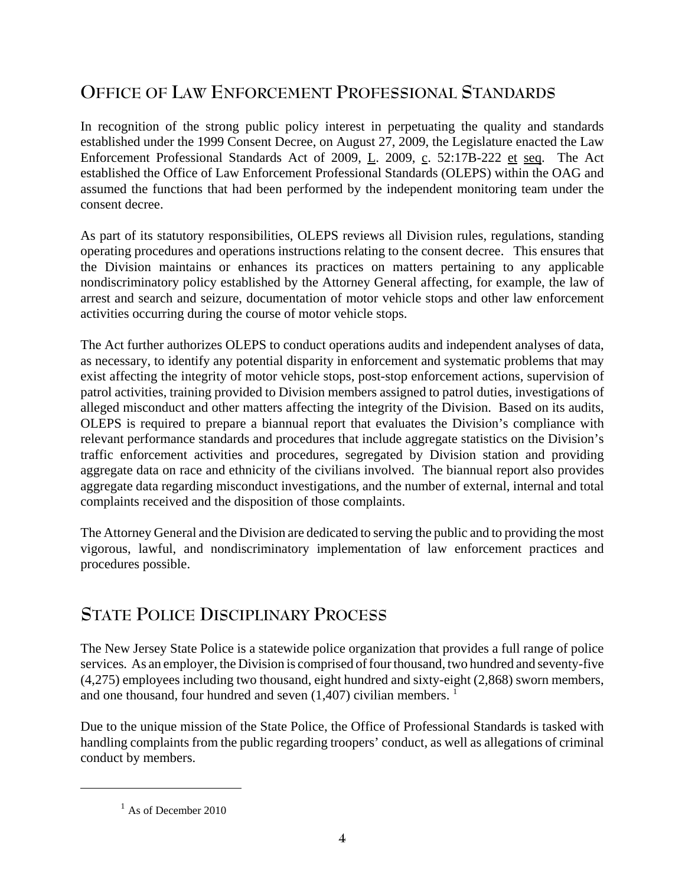## Office of Law Enforcement Professional Standards

In recognition of the strong public policy interest in perpetuating the quality and standards established under the 1999 Consent Decree, on August 27, 2009, the Legislature enacted the Law Enforcement Professional Standards Act of 2009, L. 2009, c. 52:17B-222 et seq. The Act established the Office of Law Enforcement Professional Standards (OLEPS) within the OAG and assumed the functions that had been performed by the independent monitoring team under the consent decree.

As part of its statutory responsibilities, OLEPS reviews all Division rules, regulations, standing operating procedures and operations instructions relating to the consent decree. This ensures that the Division maintains or enhances its practices on matters pertaining to any applicable nondiscriminatory policy established by the Attorney General affecting, for example, the law of arrest and search and seizure, documentation of motor vehicle stops and other law enforcement activities occurring during the course of motor vehicle stops.

The Act further authorizes OLEPS to conduct operations audits and independent analyses of data, as necessary, to identify any potential disparity in enforcement and systematic problems that may exist affecting the integrity of motor vehicle stops, post-stop enforcement actions, supervision of patrol activities, training provided to Division members assigned to patrol duties, investigations of alleged misconduct and other matters affecting the integrity of the Division. Based on its audits, OLEPS is required to prepare a biannual report that evaluates the Division's compliance with relevant performance standards and procedures that include aggregate statistics on the Division's traffic enforcement activities and procedures, segregated by Division station and providing aggregate data on race and ethnicity of the civilians involved. The biannual report also provides aggregate data regarding misconduct investigations, and the number of external, internal and total complaints received and the disposition of those complaints.

The Attorney General and the Division are dedicated to serving the public and to providing the most vigorous, lawful, and nondiscriminatory implementation of law enforcement practices and procedures possible.

## State Police Disciplinary Process

The New Jersey State Police is a statewide police organization that provides a full range of police services. As an employer, the Division is comprised of four thousand, two hundred and seventy-five (4,275) employees including two thousand, eight hundred and sixty-eight (2,868) sworn members, and one thousand, four hundred and seven (1,407) civilian members. [1]

Due to the unique mission of the State Police, the Office of Professional Standards is tasked with handling complaints from the public regarding troopers' conduct, as well as allegations of criminal conduct by members.

[1] As of December 2010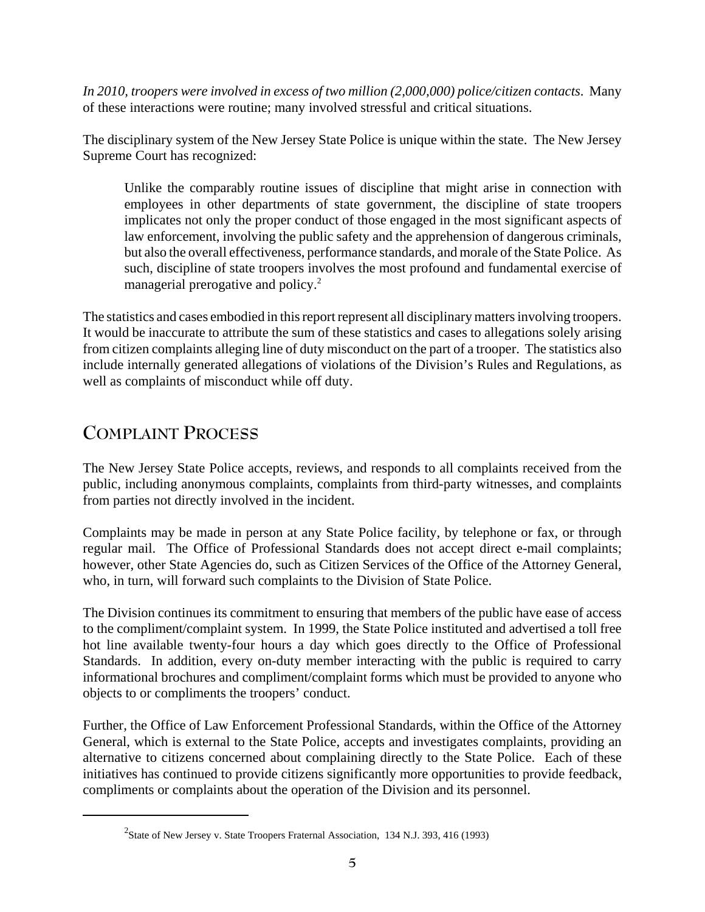*In 2010, troopers were involved in excess of two million (2,000,000) police/citizen contacts*. Many of these interactions were routine; many involved stressful and critical situations.

The disciplinary system of the New Jersey State Police is unique within the state. The New Jersey Supreme Court has recognized:

> Unlike the comparably routine issues of discipline that might arise in connection with employees in other departments of state government, the discipline of state troopers implicates not only the proper conduct of those engaged in the most significant aspects of law enforcement, involving the public safety and the apprehension of dangerous criminals, but also the overall effectiveness, performance standards, and morale of the State Police. As such, discipline of state troopers involves the most profound and fundamental exercise of managerial prerogative and policy.[2]

The statistics and cases embodied in this report represent all disciplinary matters involving troopers. It would be inaccurate to attribute the sum of these statistics and cases to allegations solely arising from citizen complaints alleging line of duty misconduct on the part of a trooper. The statistics also include internally generated allegations of violations of the Division's Rules and Regulations, as well as complaints of misconduct while off duty.

## Complaint Process

The New Jersey State Police accepts, reviews, and responds to all complaints received from the public, including anonymous complaints, complaints from third-party witnesses, and complaints from parties not directly involved in the incident.

Complaints may be made in person at any State Police facility, by telephone or fax, or through regular mail. The Office of Professional Standards does not accept direct e-mail complaints; however, other State Agencies do, such as Citizen Services of the Office of the Attorney General, who, in turn, will forward such complaints to the Division of State Police.

The Division continues its commitment to ensuring that members of the public have ease of access to the compliment/complaint system. In 1999, the State Police instituted and advertised a toll free hot line available twenty-four hours a day which goes directly to the Office of Professional Standards. In addition, every on-duty member interacting with the public is required to carry informational brochures and compliment/complaint forms which must be provided to anyone who objects to or compliments the troopers' conduct.

Further, the Office of Law Enforcement Professional Standards, within the Office of the Attorney General, which is external to the State Police, accepts and investigates complaints, providing an alternative to citizens concerned about complaining directly to the State Police. Each of these initiatives has continued to provide citizens significantly more opportunities to provide feedback, compliments or complaints about the operation of the Division and its personnel.

---

[2] State of New Jersey v. State Troopers Fraternal Association, 134 N.J. 393, 416 (1993)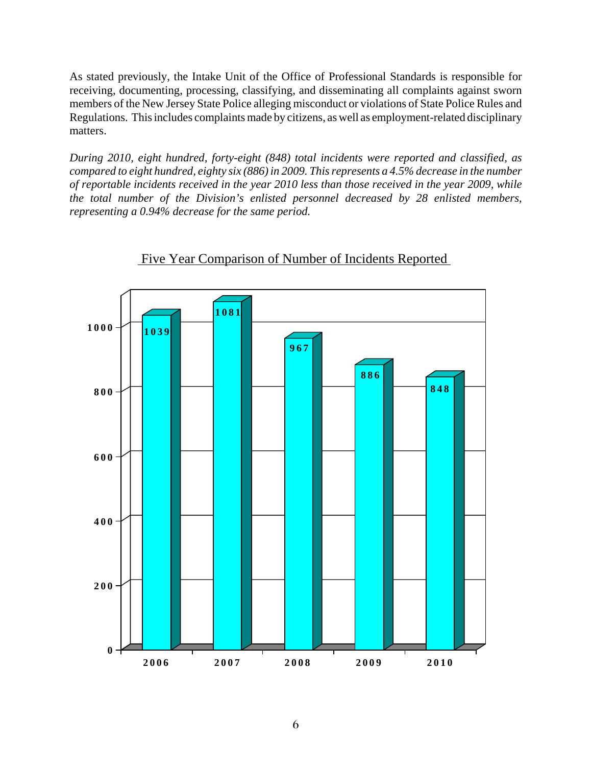As stated previously, the Intake Unit of the Office of Professional Standards is responsible for receiving, documenting, processing, classifying, and disseminating all complaints against sworn members of the New Jersey State Police alleging misconduct or violations of State Police Rules and Regulations. This includes complaints made by citizens, as well as employment-related disciplinary matters.

*During 2010, eight hundred, forty-eight (848) total incidents were reported and classified, as compared to eight hundred, eighty six (886) in 2009. This represents a 4.5% decrease in the number of reportable incidents received in the year 2010 less than those received in the year 2009, while the total number of the Division's enlisted personnel decreased by 28 enlisted members, representing a 0.94% decrease for the same period.*

Five Year Comparison of Number of Incidents Reported

| Year | Incidents Reported |
|---|---|
| 2006 | 1039 |
| 2007 | 1081 |
| 2008 | 967 |
| 2009 | 886 |
| 2010 | 848 |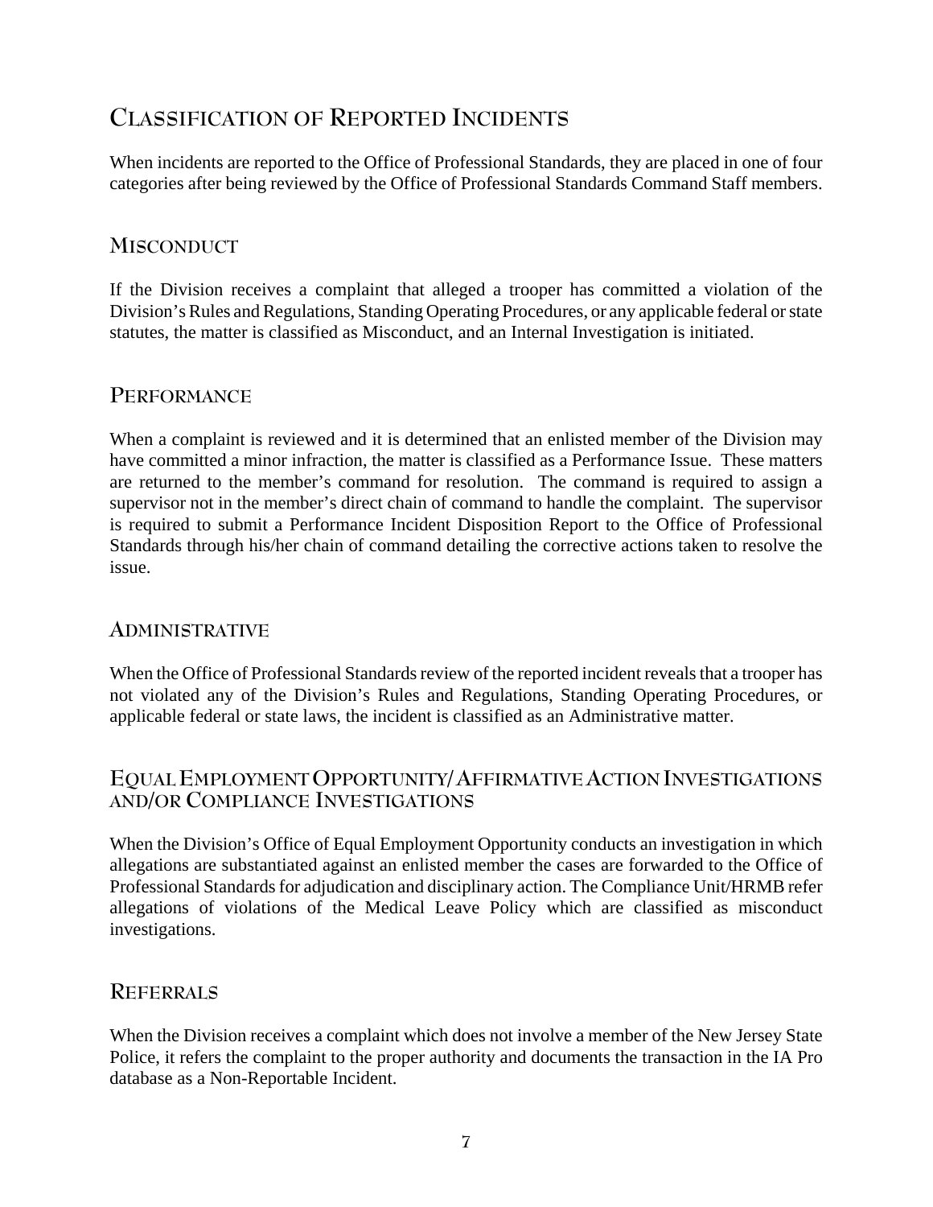# Classification of Reported Incidents

When incidents are reported to the Office of Professional Standards, they are placed in one of four categories after being reviewed by the Office of Professional Standards Command Staff members.

## Misconduct

If the Division receives a complaint that alleged a trooper has committed a violation of the Division's Rules and Regulations, Standing Operating Procedures, or any applicable federal or state statutes, the matter is classified as Misconduct, and an Internal Investigation is initiated.

## Performance

When a complaint is reviewed and it is determined that an enlisted member of the Division may have committed a minor infraction, the matter is classified as a Performance Issue. These matters are returned to the member's command for resolution. The command is required to assign a supervisor not in the member's direct chain of command to handle the complaint. The supervisor is required to submit a Performance Incident Disposition Report to the Office of Professional Standards through his/her chain of command detailing the corrective actions taken to resolve the issue.

## Administrative

When the Office of Professional Standards review of the reported incident reveals that a trooper has not violated any of the Division's Rules and Regulations, Standing Operating Procedures, or applicable federal or state laws, the incident is classified as an Administrative matter.

## Equal Employment Opportunity/Affirmative Action Investigations and/or Compliance Investigations

When the Division's Office of Equal Employment Opportunity conducts an investigation in which allegations are substantiated against an enlisted member the cases are forwarded to the Office of Professional Standards for adjudication and disciplinary action. The Compliance Unit/HRMB refer allegations of violations of the Medical Leave Policy which are classified as misconduct investigations.

## Referrals

When the Division receives a complaint which does not involve a member of the New Jersey State Police, it refers the complaint to the proper authority and documents the transaction in the IA Pro database as a Non-Reportable Incident.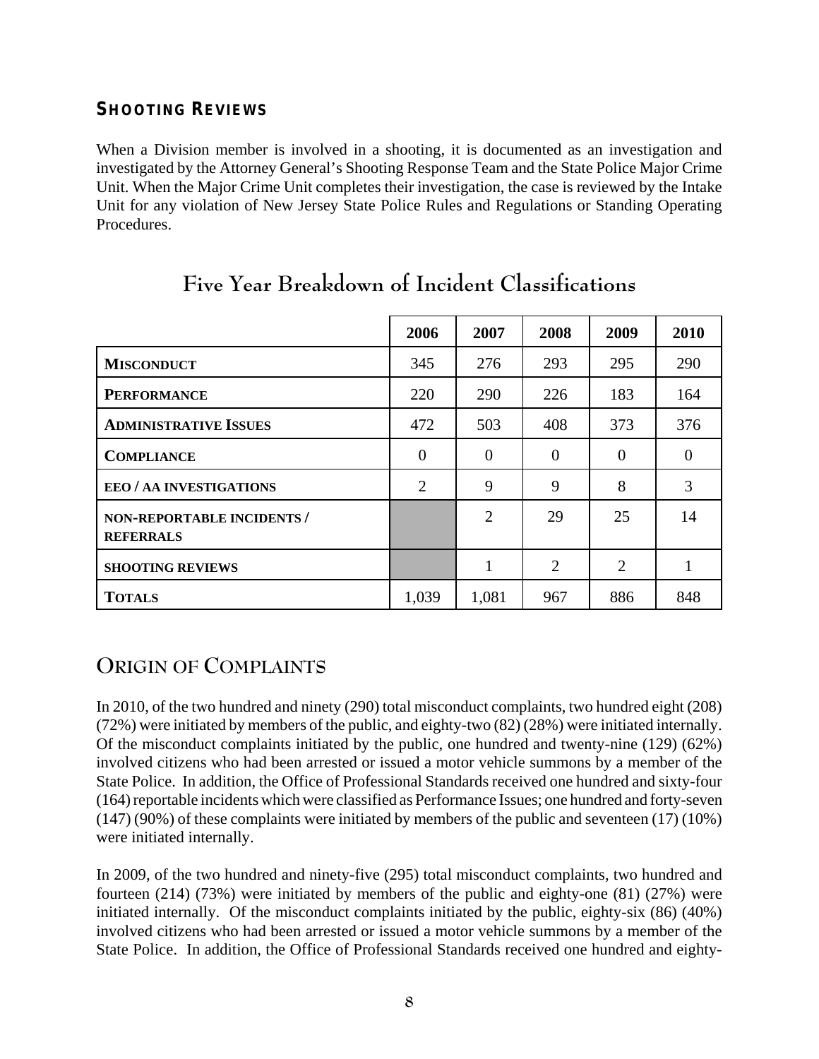### Shooting Reviews

When a Division member is involved in a shooting, it is documented as an investigation and investigated by the Attorney General's Shooting Response Team and the State Police Major Crime Unit. When the Major Crime Unit completes their investigation, the case is reviewed by the Intake Unit for any violation of New Jersey State Police Rules and Regulations or Standing Operating Procedures.

## Five Year Breakdown of Incident Classifications

| | 2006 | 2007 | 2008 | 2009 | 2010 |
|---|---|---|---|---|---|
| **Misconduct** | 345 | 276 | 293 | 295 | 290 |
| **Performance** | 220 | 290 | 226 | 183 | 164 |
| **Administrative Issues** | 472 | 503 | 408 | 373 | 376 |
| **Compliance** | 0 | 0 | 0 | 0 | 0 |
| **EEO / AA Investigations** | 2 | 9 | 9 | 8 | 3 |
| **Non-Reportable Incidents / Referrals** | | 2 | 29 | 25 | 14 |
| **Shooting Reviews** | | 1 | 2 | 2 | 1 |
| **Totals** | 1,039 | 1,081 | 967 | 886 | 848 |

## Origin of Complaints

In 2010, of the two hundred and ninety (290) total misconduct complaints, two hundred eight (208) (72%) were initiated by members of the public, and eighty-two (82) (28%) were initiated internally. Of the misconduct complaints initiated by the public, one hundred and twenty-nine (129) (62%) involved citizens who had been arrested or issued a motor vehicle summons by a member of the State Police. In addition, the Office of Professional Standards received one hundred and sixty-four (164) reportable incidents which were classified as Performance Issues; one hundred and forty-seven (147) (90%) of these complaints were initiated by members of the public and seventeen (17) (10%) were initiated internally.

In 2009, of the two hundred and ninety-five (295) total misconduct complaints, two hundred and fourteen (214) (73%) were initiated by members of the public and eighty-one (81) (27%) were initiated internally. Of the misconduct complaints initiated by the public, eighty-six (86) (40%) involved citizens who had been arrested or issued a motor vehicle summons by a member of the State Police. In addition, the Office of Professional Standards received one hundred and eighty-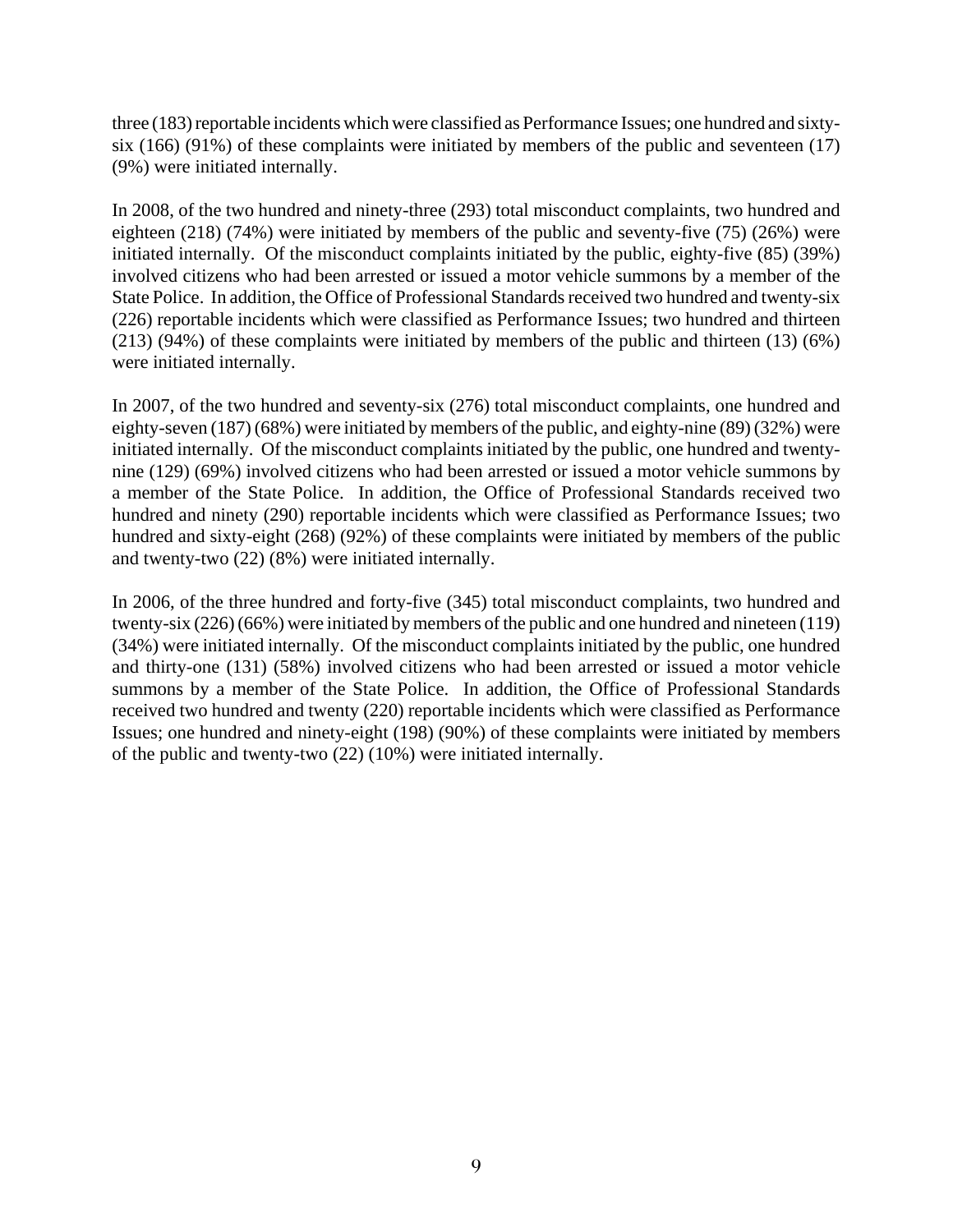three (183) reportable incidents which were classified as Performance Issues; one hundred and sixty-six (166) (91%) of these complaints were initiated by members of the public and seventeen (17) (9%) were initiated internally.

In 2008, of the two hundred and ninety-three (293) total misconduct complaints, two hundred and eighteen (218) (74%) were initiated by members of the public and seventy-five (75) (26%) were initiated internally. Of the misconduct complaints initiated by the public, eighty-five (85) (39%) involved citizens who had been arrested or issued a motor vehicle summons by a member of the State Police. In addition, the Office of Professional Standards received two hundred and twenty-six (226) reportable incidents which were classified as Performance Issues; two hundred and thirteen (213) (94%) of these complaints were initiated by members of the public and thirteen (13) (6%) were initiated internally.

In 2007, of the two hundred and seventy-six (276) total misconduct complaints, one hundred and eighty-seven (187) (68%) were initiated by members of the public, and eighty-nine (89) (32%) were initiated internally. Of the misconduct complaints initiated by the public, one hundred and twenty-nine (129) (69%) involved citizens who had been arrested or issued a motor vehicle summons by a member of the State Police. In addition, the Office of Professional Standards received two hundred and ninety (290) reportable incidents which were classified as Performance Issues; two hundred and sixty-eight (268) (92%) of these complaints were initiated by members of the public and twenty-two (22) (8%) were initiated internally.

In 2006, of the three hundred and forty-five (345) total misconduct complaints, two hundred and twenty-six (226) (66%) were initiated by members of the public and one hundred and nineteen (119) (34%) were initiated internally. Of the misconduct complaints initiated by the public, one hundred and thirty-one (131) (58%) involved citizens who had been arrested or issued a motor vehicle summons by a member of the State Police. In addition, the Office of Professional Standards received two hundred and twenty (220) reportable incidents which were classified as Performance Issues; one hundred and ninety-eight (198) (90%) of these complaints were initiated by members of the public and twenty-two (22) (10%) were initiated internally.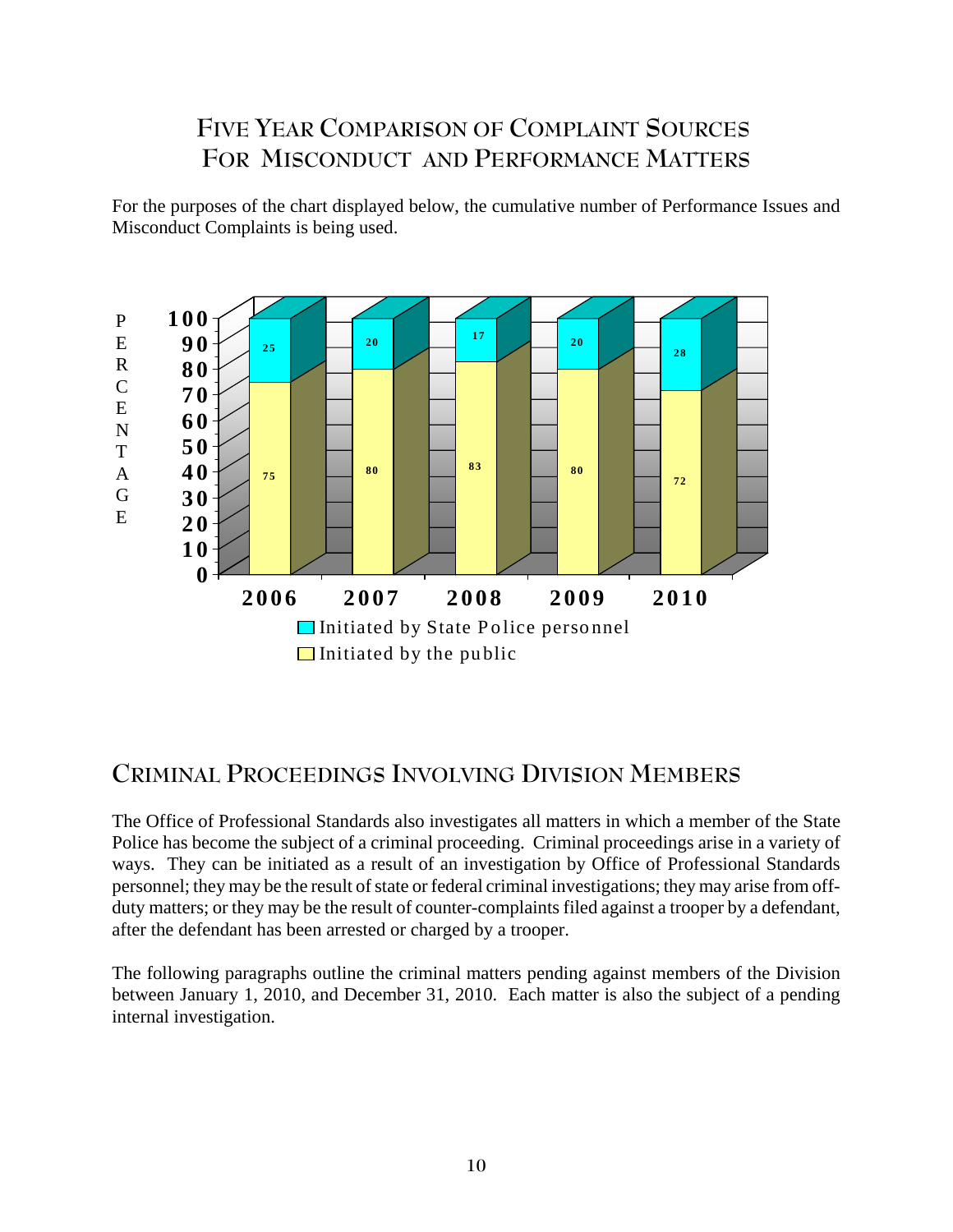## Five Year Comparison of Complaint Sources For Misconduct and Performance Matters

For the purposes of the chart displayed below, the cumulative number of Performance Issues and Misconduct Complaints is being used.

| Year | Initiated by State Police personnel (%) | Initiated by the public (%) |
| --- | --- | --- |
| 2006 | 25 | 75 |
| 2007 | 20 | 80 |
| 2008 | 17 | 83 |
| 2009 | 20 | 80 |
| 2010 | 28 | 72 |

## Criminal Proceedings Involving Division Members

The Office of Professional Standards also investigates all matters in which a member of the State Police has become the subject of a criminal proceeding. Criminal proceedings arise in a variety of ways. They can be initiated as a result of an investigation by Office of Professional Standards personnel; they may be the result of state or federal criminal investigations; they may arise from off-duty matters; or they may be the result of counter-complaints filed against a trooper by a defendant, after the defendant has been arrested or charged by a trooper.

The following paragraphs outline the criminal matters pending against members of the Division between January 1, 2010, and December 31, 2010. Each matter is also the subject of a pending internal investigation.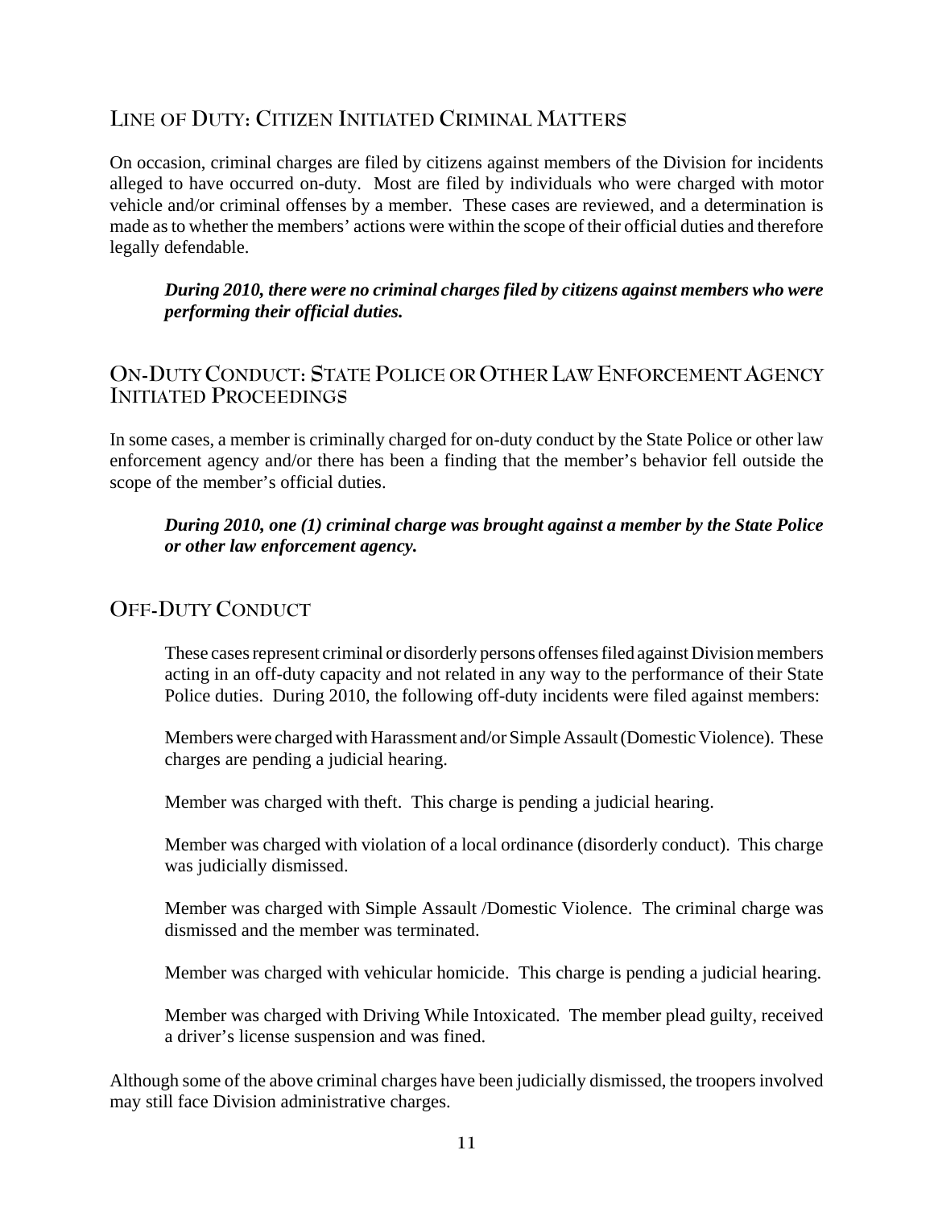## Line of Duty: Citizen Initiated Criminal Matters

On occasion, criminal charges are filed by citizens against members of the Division for incidents alleged to have occurred on-duty. Most are filed by individuals who were charged with motor vehicle and/or criminal offenses by a member. These cases are reviewed, and a determination is made as to whether the members' actions were within the scope of their official duties and therefore legally defendable.

> ***During 2010, there were no criminal charges filed by citizens against members who were performing their official duties.***

## On-Duty Conduct: State Police or Other Law Enforcement Agency Initiated Proceedings

In some cases, a member is criminally charged for on-duty conduct by the State Police or other law enforcement agency and/or there has been a finding that the member's behavior fell outside the scope of the member's official duties.

> ***During 2010, one (1) criminal charge was brought against a member by the State Police or other law enforcement agency.***

## Off-Duty Conduct

> These cases represent criminal or disorderly persons offenses filed against Division members acting in an off-duty capacity and not related in any way to the performance of their State Police duties. During 2010, the following off-duty incidents were filed against members:
>
> Members were charged with Harassment and/or Simple Assault (Domestic Violence). These charges are pending a judicial hearing.
>
> Member was charged with theft. This charge is pending a judicial hearing.
>
> Member was charged with violation of a local ordinance (disorderly conduct). This charge was judicially dismissed.
>
> Member was charged with Simple Assault /Domestic Violence. The criminal charge was dismissed and the member was terminated.
>
> Member was charged with vehicular homicide. This charge is pending a judicial hearing.
>
> Member was charged with Driving While Intoxicated. The member plead guilty, received a driver's license suspension and was fined.

Although some of the above criminal charges have been judicially dismissed, the troopers involved may still face Division administrative charges.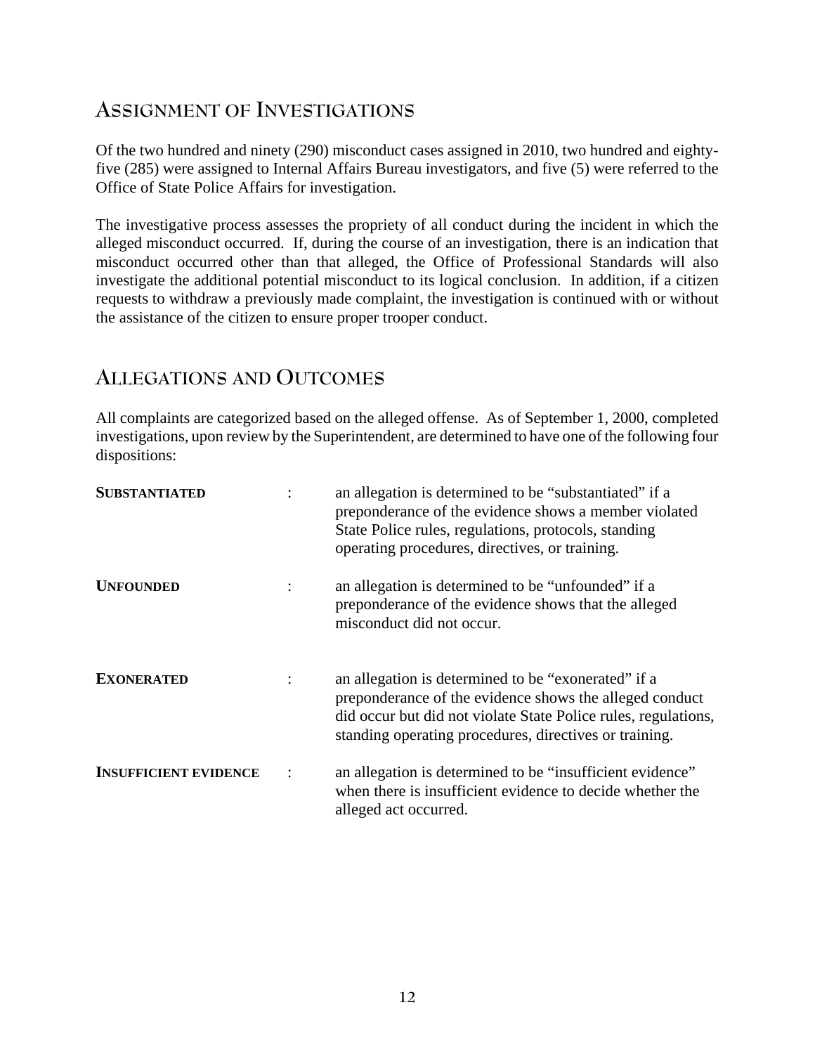## Assignment of Investigations

Of the two hundred and ninety (290) misconduct cases assigned in 2010, two hundred and eighty-five (285) were assigned to Internal Affairs Bureau investigators, and five (5) were referred to the Office of State Police Affairs for investigation.

The investigative process assesses the propriety of all conduct during the incident in which the alleged misconduct occurred. If, during the course of an investigation, there is an indication that misconduct occurred other than that alleged, the Office of Professional Standards will also investigate the additional potential misconduct to its logical conclusion. In addition, if a citizen requests to withdraw a previously made complaint, the investigation is continued with or without the assistance of the citizen to ensure proper trooper conduct.

## Allegations and Outcomes

All complaints are categorized based on the alleged offense. As of September 1, 2000, completed investigations, upon review by the Superintendent, are determined to have one of the following four dispositions:

**Substantiated** : an allegation is determined to be "substantiated" if a preponderance of the evidence shows a member violated State Police rules, regulations, protocols, standing operating procedures, directives, or training.

**Unfounded** : an allegation is determined to be "unfounded" if a preponderance of the evidence shows that the alleged misconduct did not occur.

**Exonerated** : an allegation is determined to be "exonerated" if a preponderance of the evidence shows the alleged conduct did occur but did not violate State Police rules, regulations, standing operating procedures, directives or training.

**Insufficient Evidence** : an allegation is determined to be "insufficient evidence" when there is insufficient evidence to decide whether the alleged act occurred.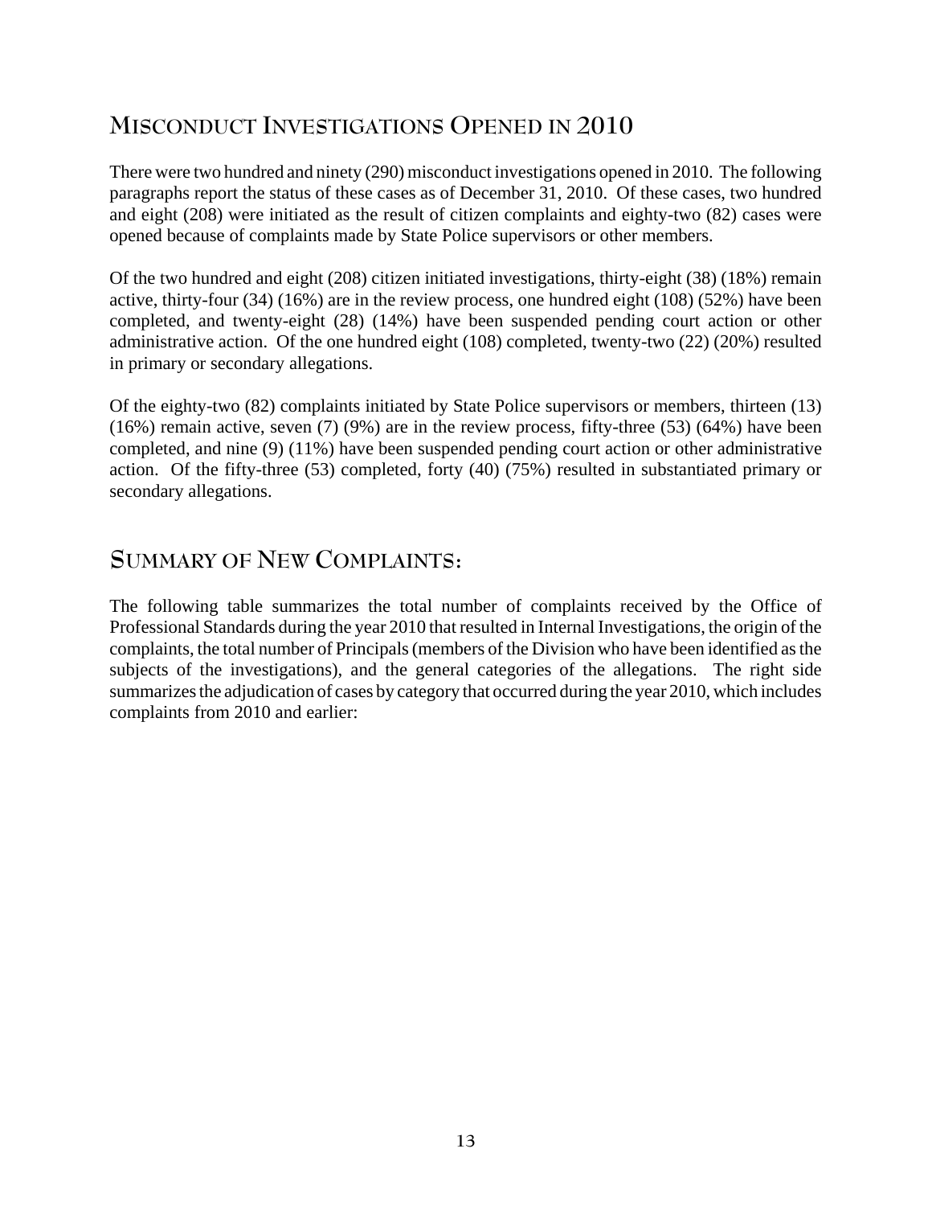## Misconduct Investigations Opened in 2010

There were two hundred and ninety (290) misconduct investigations opened in 2010. The following paragraphs report the status of these cases as of December 31, 2010. Of these cases, two hundred and eight (208) were initiated as the result of citizen complaints and eighty-two (82) cases were opened because of complaints made by State Police supervisors or other members.

Of the two hundred and eight (208) citizen initiated investigations, thirty-eight (38) (18%) remain active, thirty-four (34) (16%) are in the review process, one hundred eight (108) (52%) have been completed, and twenty-eight (28) (14%) have been suspended pending court action or other administrative action. Of the one hundred eight (108) completed, twenty-two (22) (20%) resulted in primary or secondary allegations.

Of the eighty-two (82) complaints initiated by State Police supervisors or members, thirteen (13) (16%) remain active, seven (7) (9%) are in the review process, fifty-three (53) (64%) have been completed, and nine (9) (11%) have been suspended pending court action or other administrative action. Of the fifty-three (53) completed, forty (40) (75%) resulted in substantiated primary or secondary allegations.

## Summary of New Complaints:

The following table summarizes the total number of complaints received by the Office of Professional Standards during the year 2010 that resulted in Internal Investigations, the origin of the complaints, the total number of Principals (members of the Division who have been identified as the subjects of the investigations), and the general categories of the allegations. The right side summarizes the adjudication of cases by category that occurred during the year 2010, which includes complaints from 2010 and earlier: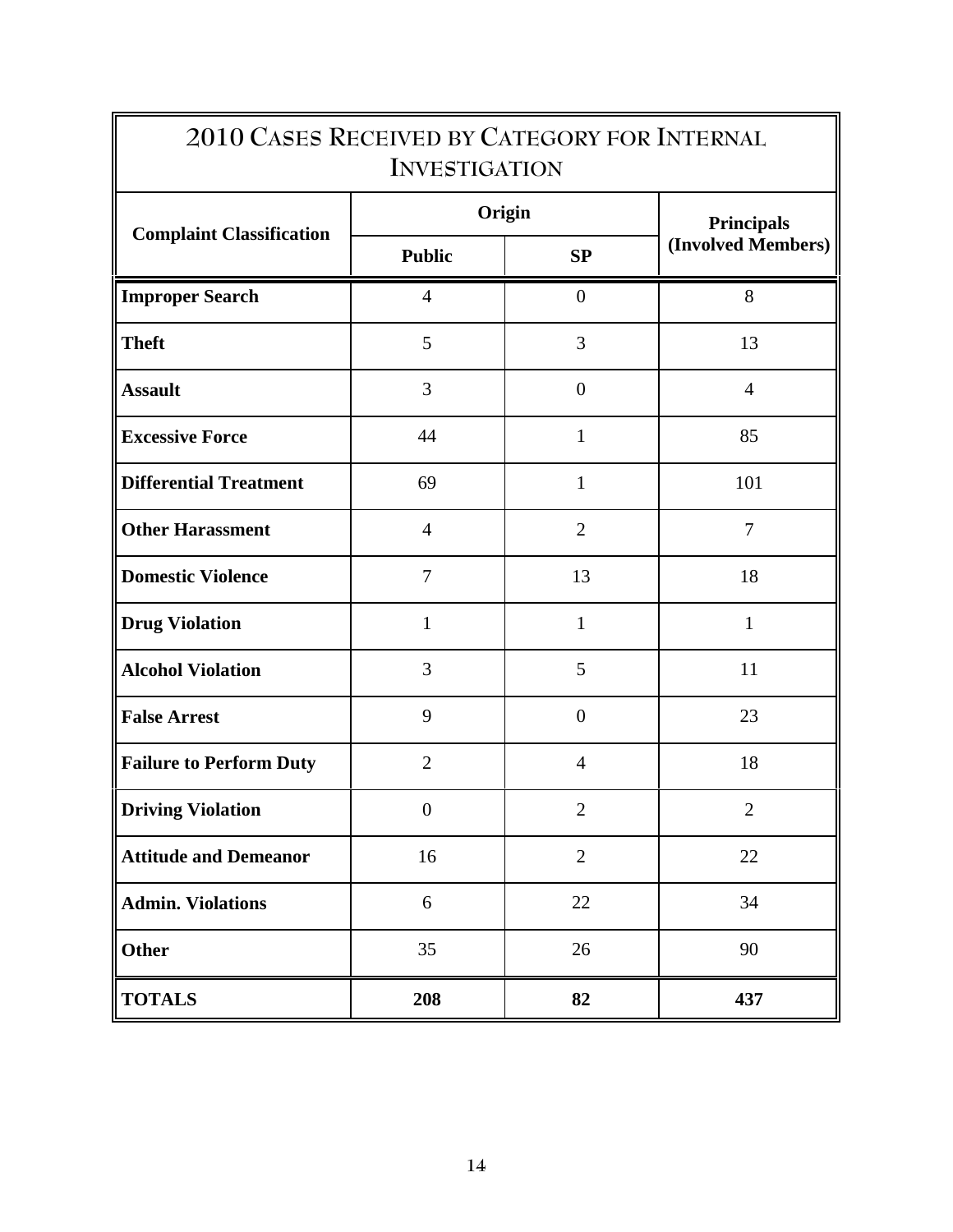| 2010 Cases Received by Category for Internal Investigation | | | |
|---|---|---|---|
| **Complaint Classification** | **Origin** | | **Principals (Involved Members)** |
| | **Public** | **SP** | |
| **Improper Search** | 4 | 0 | 8 |
| **Theft** | 5 | 3 | 13 |
| **Assault** | 3 | 0 | 4 |
| **Excessive Force** | 44 | 1 | 85 |
| **Differential Treatment** | 69 | 1 | 101 |
| **Other Harassment** | 4 | 2 | 7 |
| **Domestic Violence** | 7 | 13 | 18 |
| **Drug Violation** | 1 | 1 | 1 |
| **Alcohol Violation** | 3 | 5 | 11 |
| **False Arrest** | 9 | 0 | 23 |
| **Failure to Perform Duty** | 2 | 4 | 18 |
| **Driving Violation** | 0 | 2 | 2 |
| **Attitude and Demeanor** | 16 | 2 | 22 |
| **Admin. Violations** | 6 | 22 | 34 |
| **Other** | 35 | 26 | 90 |
| **TOTALS** | **208** | **82** | **437** |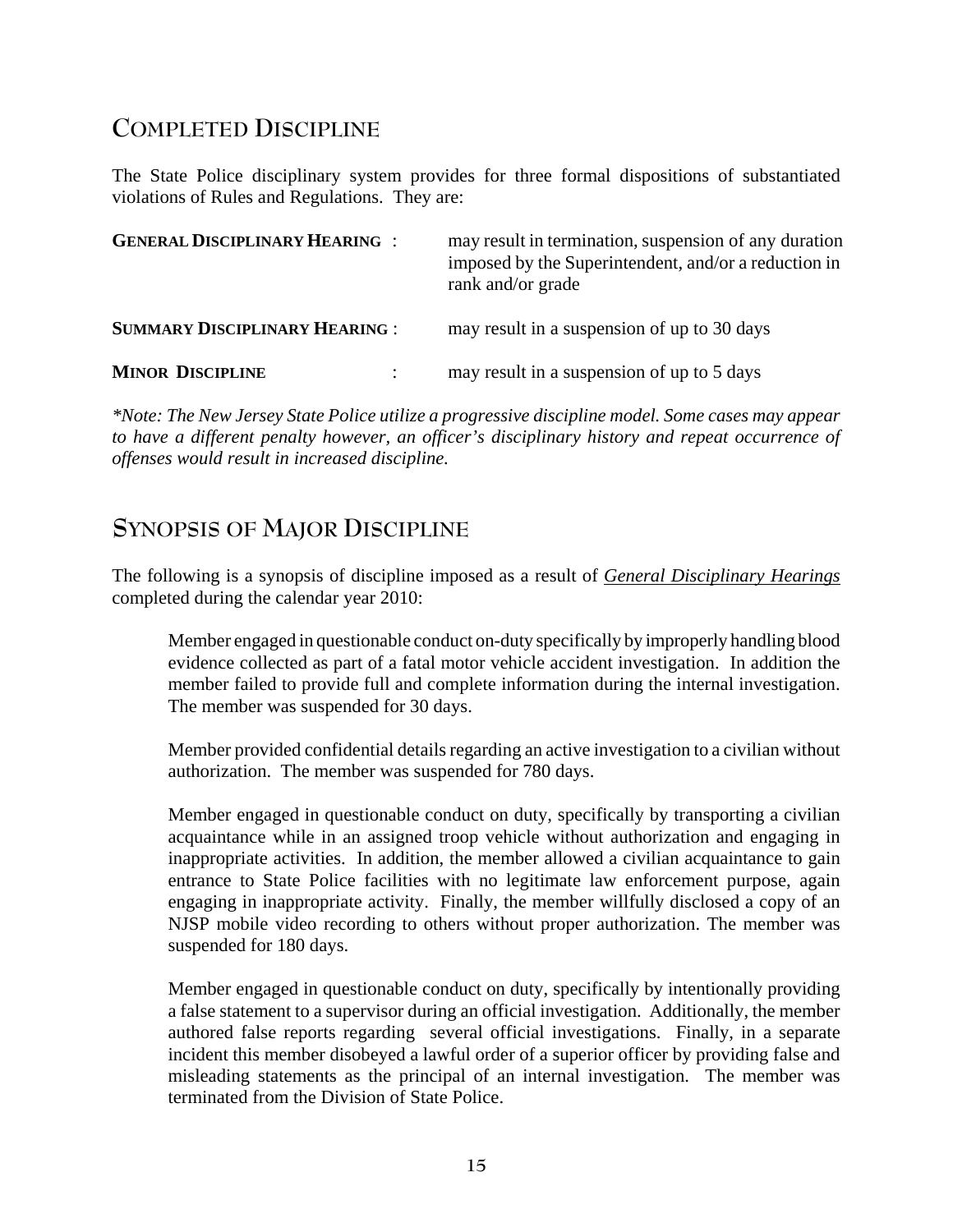## COMPLETED DISCIPLINE

The State Police disciplinary system provides for three formal dispositions of substantiated violations of Rules and Regulations. They are:

**GENERAL DISCIPLINARY HEARING** : may result in termination, suspension of any duration imposed by the Superintendent, and/or a reduction in rank and/or grade

**SUMMARY DISCIPLINARY HEARING** : may result in a suspension of up to 30 days

**MINOR DISCIPLINE** : may result in a suspension of up to 5 days

*\*Note: The New Jersey State Police utilize a progressive discipline model. Some cases may appear to have a different penalty however, an officer's disciplinary history and repeat occurrence of offenses would result in increased discipline.*

## SYNOPSIS OF MAJOR DISCIPLINE

The following is a synopsis of discipline imposed as a result of *General Disciplinary Hearings* completed during the calendar year 2010:

> Member engaged in questionable conduct on-duty specifically by improperly handling blood evidence collected as part of a fatal motor vehicle accident investigation. In addition the member failed to provide full and complete information during the internal investigation. The member was suspended for 30 days.
>
> Member provided confidential details regarding an active investigation to a civilian without authorization. The member was suspended for 780 days.
>
> Member engaged in questionable conduct on duty, specifically by transporting a civilian acquaintance while in an assigned troop vehicle without authorization and engaging in inappropriate activities. In addition, the member allowed a civilian acquaintance to gain entrance to State Police facilities with no legitimate law enforcement purpose, again engaging in inappropriate activity. Finally, the member willfully disclosed a copy of an NJSP mobile video recording to others without proper authorization. The member was suspended for 180 days.
>
> Member engaged in questionable conduct on duty, specifically by intentionally providing a false statement to a supervisor during an official investigation. Additionally, the member authored false reports regarding several official investigations. Finally, in a separate incident this member disobeyed a lawful order of a superior officer by providing false and misleading statements as the principal of an internal investigation. The member was terminated from the Division of State Police.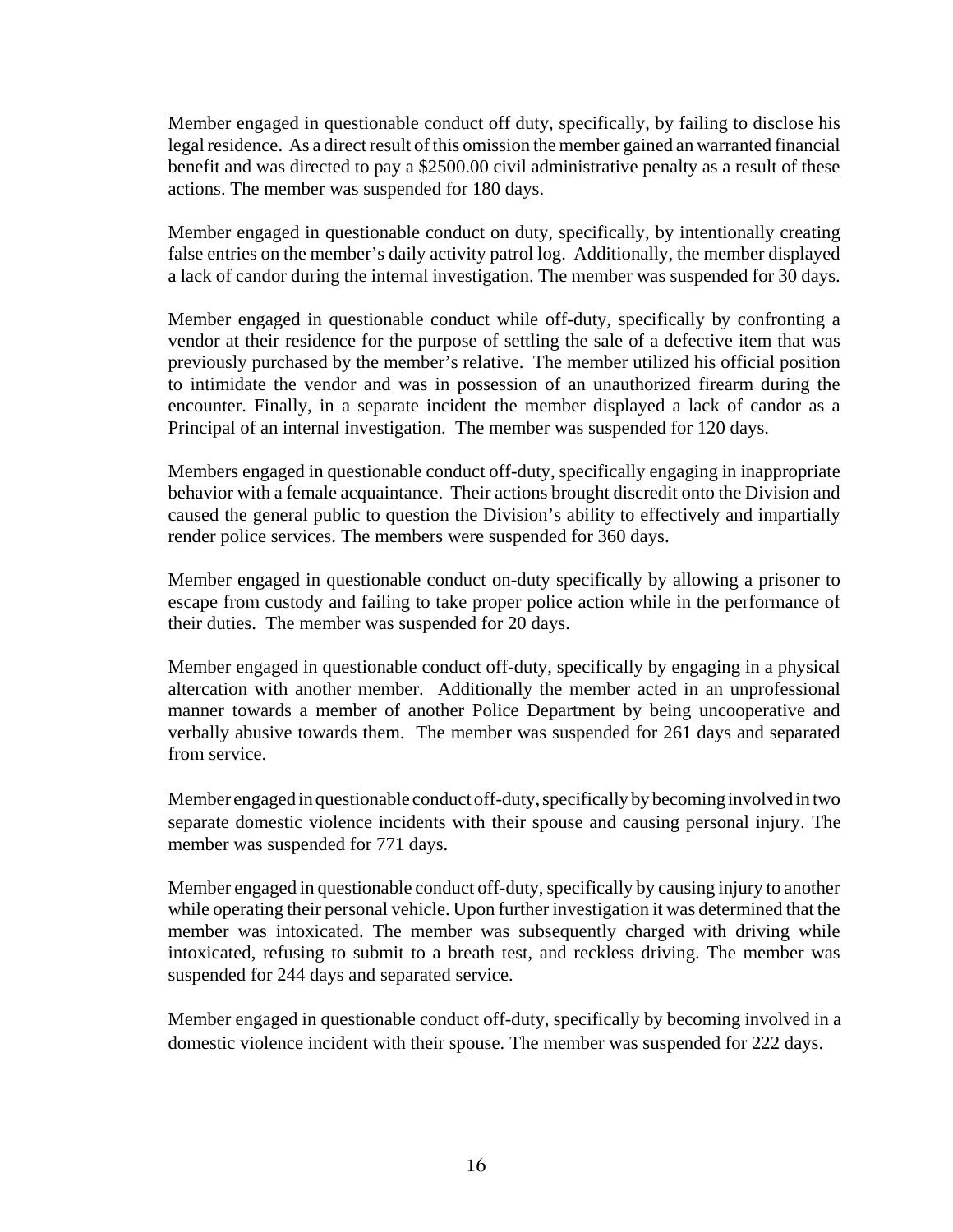Member engaged in questionable conduct off duty, specifically, by failing to disclose his legal residence. As a direct result of this omission the member gained an warranted financial benefit and was directed to pay a $2500.00 civil administrative penalty as a result of these actions. The member was suspended for 180 days.

Member engaged in questionable conduct on duty, specifically, by intentionally creating false entries on the member's daily activity patrol log. Additionally, the member displayed a lack of candor during the internal investigation. The member was suspended for 30 days.

Member engaged in questionable conduct while off-duty, specifically by confronting a vendor at their residence for the purpose of settling the sale of a defective item that was previously purchased by the member's relative. The member utilized his official position to intimidate the vendor and was in possession of an unauthorized firearm during the encounter. Finally, in a separate incident the member displayed a lack of candor as a Principal of an internal investigation. The member was suspended for 120 days.

Members engaged in questionable conduct off-duty, specifically engaging in inappropriate behavior with a female acquaintance. Their actions brought discredit onto the Division and caused the general public to question the Division's ability to effectively and impartially render police services. The members were suspended for 360 days.

Member engaged in questionable conduct on-duty specifically by allowing a prisoner to escape from custody and failing to take proper police action while in the performance of their duties. The member was suspended for 20 days.

Member engaged in questionable conduct off-duty, specifically by engaging in a physical altercation with another member. Additionally the member acted in an unprofessional manner towards a member of another Police Department by being uncooperative and verbally abusive towards them. The member was suspended for 261 days and separated from service.

Member engaged in questionable conduct off-duty, specifically by becoming involved in two separate domestic violence incidents with their spouse and causing personal injury. The member was suspended for 771 days.

Member engaged in questionable conduct off-duty, specifically by causing injury to another while operating their personal vehicle. Upon further investigation it was determined that the member was intoxicated. The member was subsequently charged with driving while intoxicated, refusing to submit to a breath test, and reckless driving. The member was suspended for 244 days and separated service.

Member engaged in questionable conduct off-duty, specifically by becoming involved in a domestic violence incident with their spouse. The member was suspended for 222 days.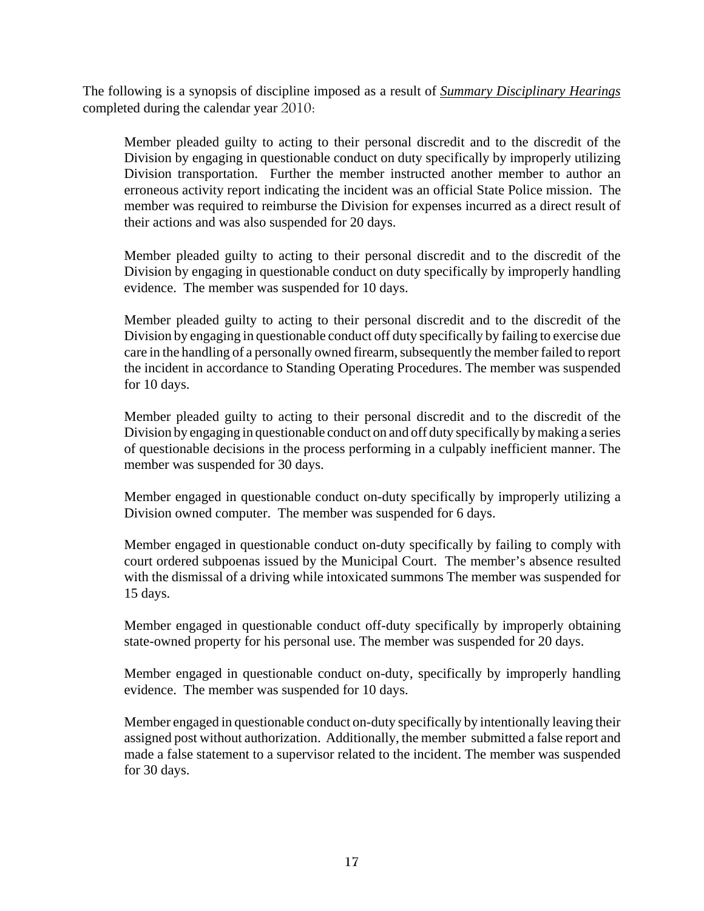The following is a synopsis of discipline imposed as a result of ***Summary Disciplinary Hearings*** completed during the calendar year 2010:

> Member pleaded guilty to acting to their personal discredit and to the discredit of the Division by engaging in questionable conduct on duty specifically by improperly utilizing Division transportation. Further the member instructed another member to author an erroneous activity report indicating the incident was an official State Police mission. The member was required to reimburse the Division for expenses incurred as a direct result of their actions and was also suspended for 20 days.
>
> Member pleaded guilty to acting to their personal discredit and to the discredit of the Division by engaging in questionable conduct on duty specifically by improperly handling evidence. The member was suspended for 10 days.
>
> Member pleaded guilty to acting to their personal discredit and to the discredit of the Division by engaging in questionable conduct off duty specifically by failing to exercise due care in the handling of a personally owned firearm, subsequently the member failed to report the incident in accordance to Standing Operating Procedures. The member was suspended for 10 days.
>
> Member pleaded guilty to acting to their personal discredit and to the discredit of the Division by engaging in questionable conduct on and off duty specifically by making a series of questionable decisions in the process performing in a culpably inefficient manner. The member was suspended for 30 days.
>
> Member engaged in questionable conduct on-duty specifically by improperly utilizing a Division owned computer. The member was suspended for 6 days.
>
> Member engaged in questionable conduct on-duty specifically by failing to comply with court ordered subpoenas issued by the Municipal Court. The member's absence resulted with the dismissal of a driving while intoxicated summons The member was suspended for 15 days.
>
> Member engaged in questionable conduct off-duty specifically by improperly obtaining state-owned property for his personal use. The member was suspended for 20 days.
>
> Member engaged in questionable conduct on-duty, specifically by improperly handling evidence. The member was suspended for 10 days.
>
> Member engaged in questionable conduct on-duty specifically by intentionally leaving their assigned post without authorization. Additionally, the member submitted a false report and made a false statement to a supervisor related to the incident. The member was suspended for 30 days.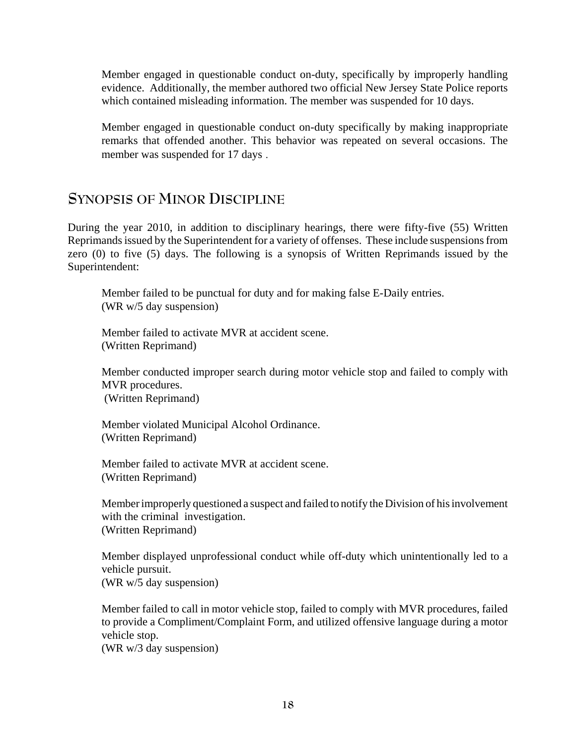Member engaged in questionable conduct on-duty, specifically by improperly handling evidence. Additionally, the member authored two official New Jersey State Police reports which contained misleading information. The member was suspended for 10 days.

Member engaged in questionable conduct on-duty specifically by making inappropriate remarks that offended another. This behavior was repeated on several occasions. The member was suspended for 17 days .

## Synopsis of Minor Discipline

During the year 2010, in addition to disciplinary hearings, there were fifty-five (55) Written Reprimands issued by the Superintendent for a variety of offenses. These include suspensions from zero (0) to five (5) days. The following is a synopsis of Written Reprimands issued by the Superintendent:

Member failed to be punctual for duty and for making false E-Daily entries.
(WR w/5 day suspension)

Member failed to activate MVR at accident scene.
(Written Reprimand)

Member conducted improper search during motor vehicle stop and failed to comply with MVR procedures.
(Written Reprimand)

Member violated Municipal Alcohol Ordinance.
(Written Reprimand)

Member failed to activate MVR at accident scene.
(Written Reprimand)

Member improperly questioned a suspect and failed to notify the Division of his involvement with the criminal investigation.
(Written Reprimand)

Member displayed unprofessional conduct while off-duty which unintentionally led to a vehicle pursuit.
(WR w/5 day suspension)

Member failed to call in motor vehicle stop, failed to comply with MVR procedures, failed to provide a Compliment/Complaint Form, and utilized offensive language during a motor vehicle stop.
(WR w/3 day suspension)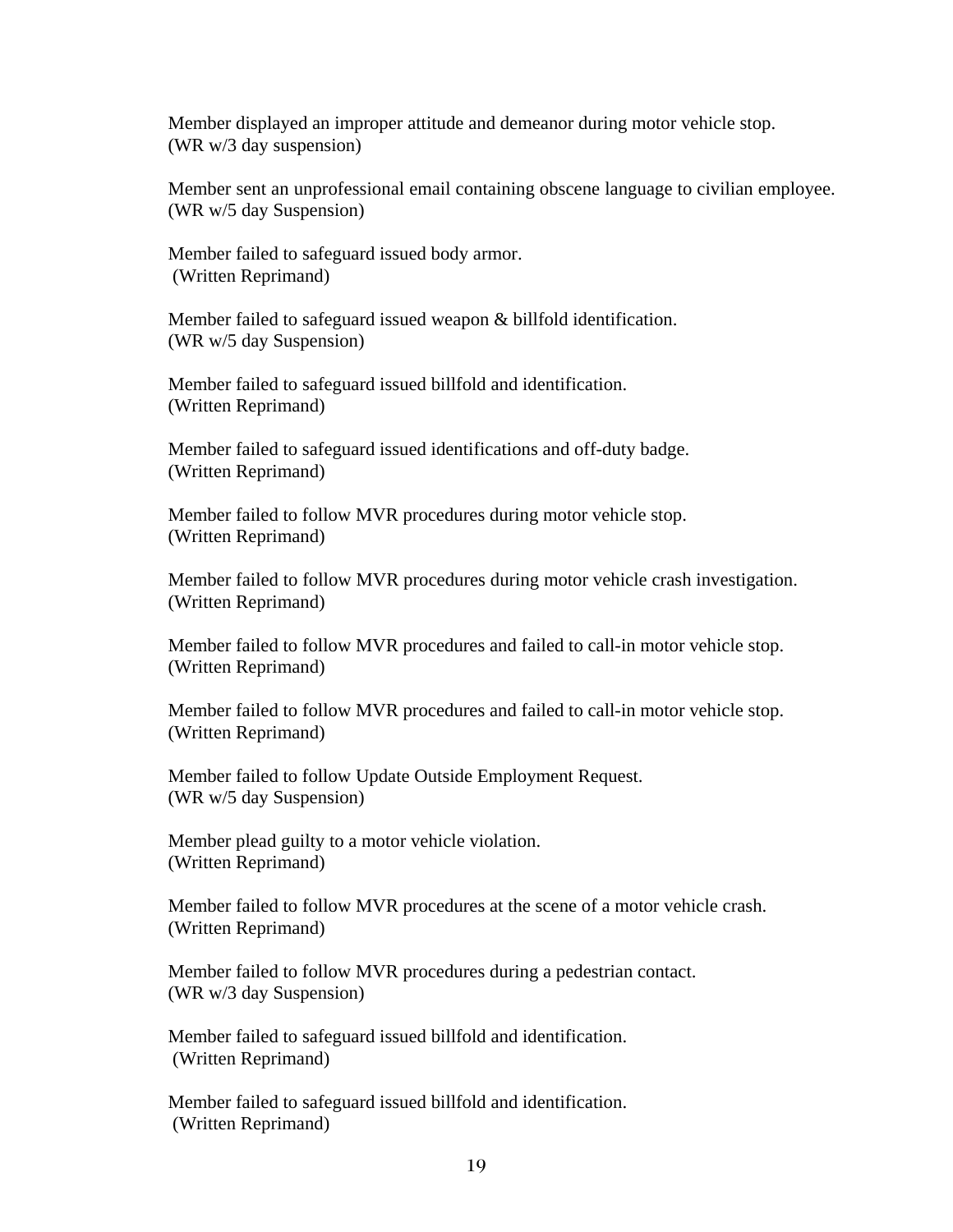Member displayed an improper attitude and demeanor during motor vehicle stop.
(WR w/3 day suspension)

Member sent an unprofessional email containing obscene language to civilian employee.
(WR w/5 day Suspension)

Member failed to safeguard issued body armor.
(Written Reprimand)

Member failed to safeguard issued weapon & billfold identification.
(WR w/5 day Suspension)

Member failed to safeguard issued billfold and identification.
(Written Reprimand)

Member failed to safeguard issued identifications and off-duty badge.
(Written Reprimand)

Member failed to follow MVR procedures during motor vehicle stop.
(Written Reprimand)

Member failed to follow MVR procedures during motor vehicle crash investigation.
(Written Reprimand)

Member failed to follow MVR procedures and failed to call-in motor vehicle stop.
(Written Reprimand)

Member failed to follow MVR procedures and failed to call-in motor vehicle stop.
(Written Reprimand)

Member failed to follow Update Outside Employment Request.
(WR w/5 day Suspension)

Member plead guilty to a motor vehicle violation.
(Written Reprimand)

Member failed to follow MVR procedures at the scene of a motor vehicle crash.
(Written Reprimand)

Member failed to follow MVR procedures during a pedestrian contact.
(WR w/3 day Suspension)

Member failed to safeguard issued billfold and identification.
(Written Reprimand)

Member failed to safeguard issued billfold and identification.
(Written Reprimand)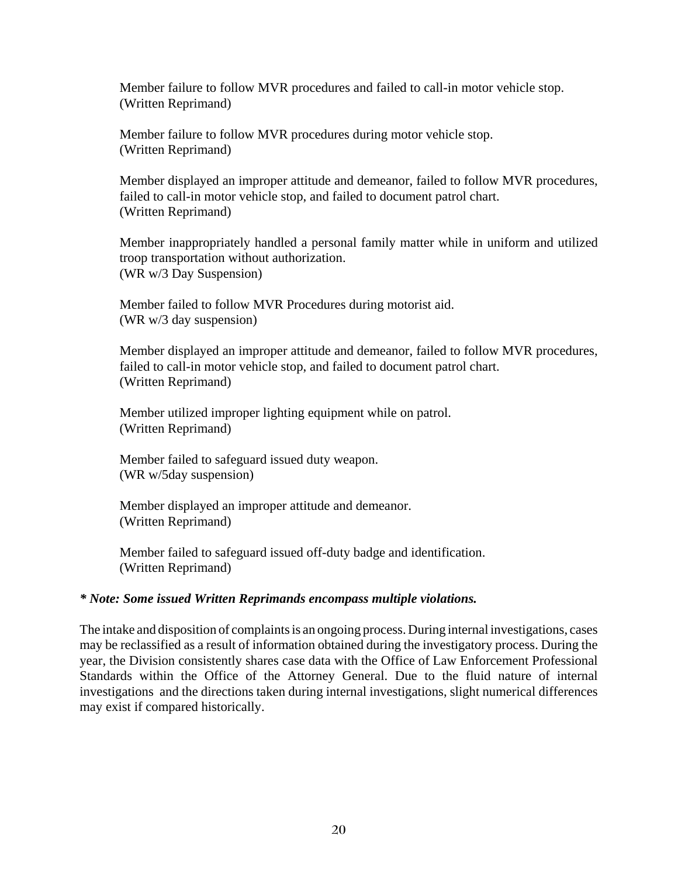Member failure to follow MVR procedures and failed to call-in motor vehicle stop.
(Written Reprimand)

Member failure to follow MVR procedures during motor vehicle stop.
(Written Reprimand)

Member displayed an improper attitude and demeanor, failed to follow MVR procedures, failed to call-in motor vehicle stop, and failed to document patrol chart.
(Written Reprimand)

Member inappropriately handled a personal family matter while in uniform and utilized troop transportation without authorization.
(WR w/3 Day Suspension)

Member failed to follow MVR Procedures during motorist aid.
(WR w/3 day suspension)

Member displayed an improper attitude and demeanor, failed to follow MVR procedures, failed to call-in motor vehicle stop, and failed to document patrol chart.
(Written Reprimand)

Member utilized improper lighting equipment while on patrol.
(Written Reprimand)

Member failed to safeguard issued duty weapon.
(WR w/5day suspension)

Member displayed an improper attitude and demeanor.
(Written Reprimand)

Member failed to safeguard issued off-duty badge and identification.
(Written Reprimand)

***\* Note: Some issued Written Reprimands encompass multiple violations.***

The intake and disposition of complaints is an ongoing process. During internal investigations, cases may be reclassified as a result of information obtained during the investigatory process. During the year, the Division consistently shares case data with the Office of Law Enforcement Professional Standards within the Office of the Attorney General. Due to the fluid nature of internal investigations and the directions taken during internal investigations, slight numerical differences may exist if compared historically.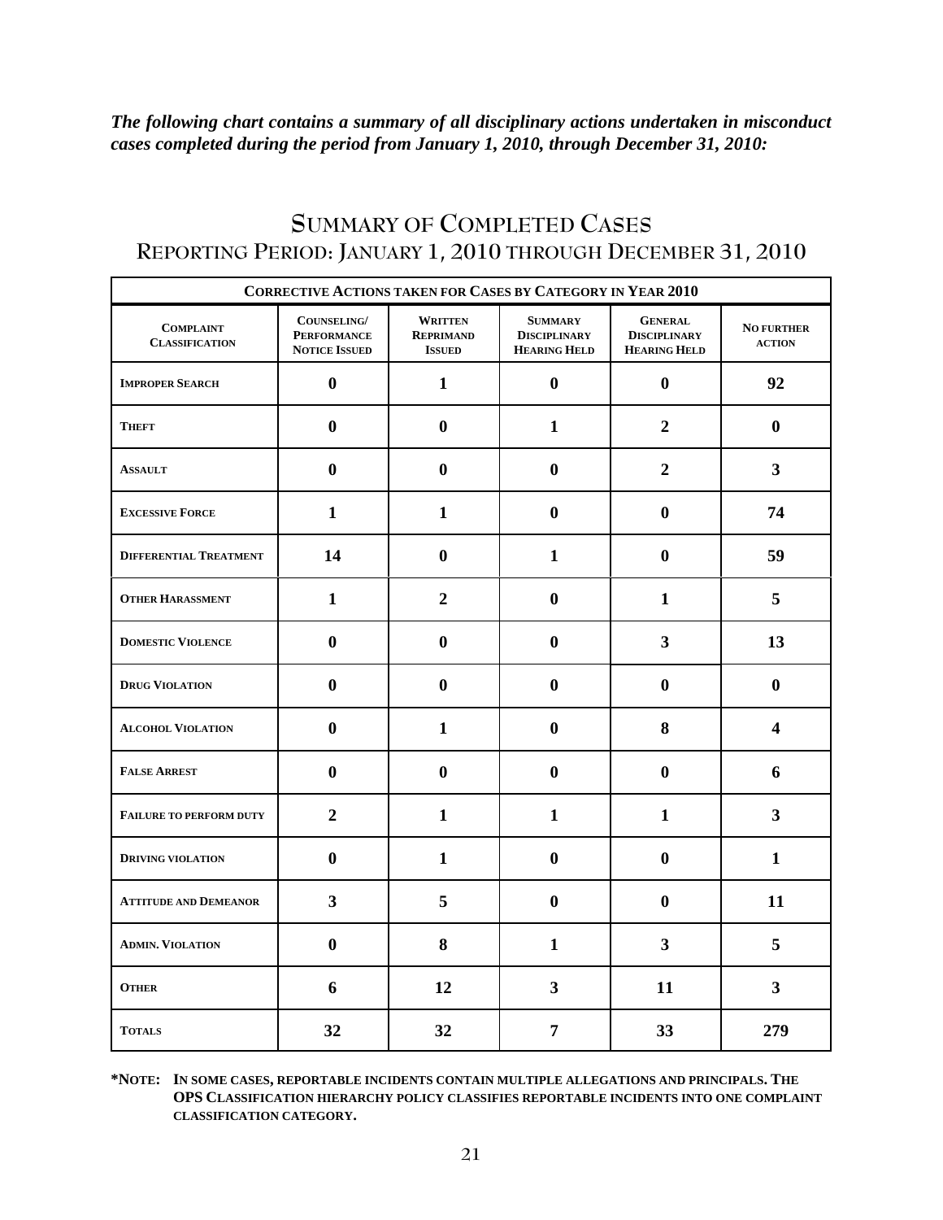***The following chart contains a summary of all disciplinary actions undertaken in misconduct cases completed during the period from January 1, 2010, through December 31, 2010:***

# SUMMARY OF COMPLETED CASES
## REPORTING PERIOD: JANUARY 1, 2010 THROUGH DECEMBER 31, 2010

| **CORRECTIVE ACTIONS TAKEN FOR CASES BY CATEGORY IN YEAR 2010** | | | | | |
|---|---|---|---|---|---|
| **COMPLAINT CLASSIFICATION** | **COUNSELING/ PERFORMANCE NOTICE ISSUED** | **WRITTEN REPRIMAND ISSUED** | **SUMMARY DISCIPLINARY HEARING HELD** | **GENERAL DISCIPLINARY HEARING HELD** | **NO FURTHER ACTION** |
| **IMPROPER SEARCH** | 0 | 1 | 0 | 0 | 92 |
| **THEFT** | 0 | 0 | 1 | 2 | 0 |
| **ASSAULT** | 0 | 0 | 0 | 2 | 3 |
| **EXCESSIVE FORCE** | 1 | 1 | 0 | 0 | 74 |
| **DIFFERENTIAL TREATMENT** | 14 | 0 | 1 | 0 | 59 |
| **OTHER HARASSMENT** | 1 | 2 | 0 | 1 | 5 |
| **DOMESTIC VIOLENCE** | 0 | 0 | 0 | 3 | 13 |
| **DRUG VIOLATION** | 0 | 0 | 0 | 0 | 0 |
| **ALCOHOL VIOLATION** | 0 | 1 | 0 | 8 | 4 |
| **FALSE ARREST** | 0 | 0 | 0 | 0 | 6 |
| **FAILURE TO PERFORM DUTY** | 2 | 1 | 1 | 1 | 3 |
| **DRIVING VIOLATION** | 0 | 1 | 0 | 0 | 1 |
| **ATTITUDE AND DEMEANOR** | 3 | 5 | 0 | 0 | 11 |
| **ADMIN. VIOLATION** | 0 | 8 | 1 | 3 | 5 |
| **OTHER** | 6 | 12 | 3 | 11 | 3 |
| **TOTALS** | 32 | 32 | 7 | 33 | 279 |

**\*NOTE: IN SOME CASES, REPORTABLE INCIDENTS CONTAIN MULTIPLE ALLEGATIONS AND PRINCIPALS. THE OPS CLASSIFICATION HIERARCHY POLICY CLASSIFIES REPORTABLE INCIDENTS INTO ONE COMPLAINT CLASSIFICATION CATEGORY.**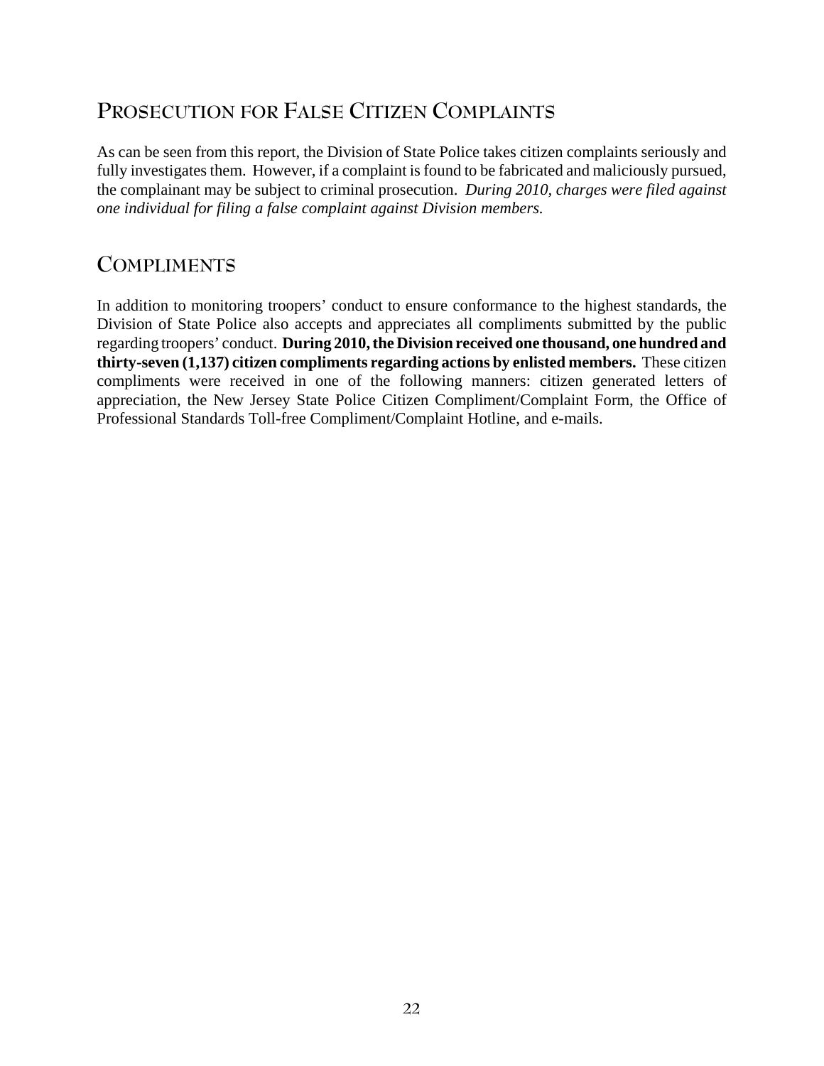## Prosecution for False Citizen Complaints

As can be seen from this report, the Division of State Police takes citizen complaints seriously and fully investigates them. However, if a complaint is found to be fabricated and maliciously pursued, the complainant may be subject to criminal prosecution. *During 2010, charges were filed against one individual for filing a false complaint against Division members.*

## Compliments

In addition to monitoring troopers' conduct to ensure conformance to the highest standards, the Division of State Police also accepts and appreciates all compliments submitted by the public regarding troopers' conduct. **During 2010, the Division received one thousand, one hundred and thirty-seven (1,137) citizen compliments regarding actions by enlisted members.** These citizen compliments were received in one of the following manners: citizen generated letters of appreciation, the New Jersey State Police Citizen Compliment/Complaint Form, the Office of Professional Standards Toll-free Compliment/Complaint Hotline, and e-mails.